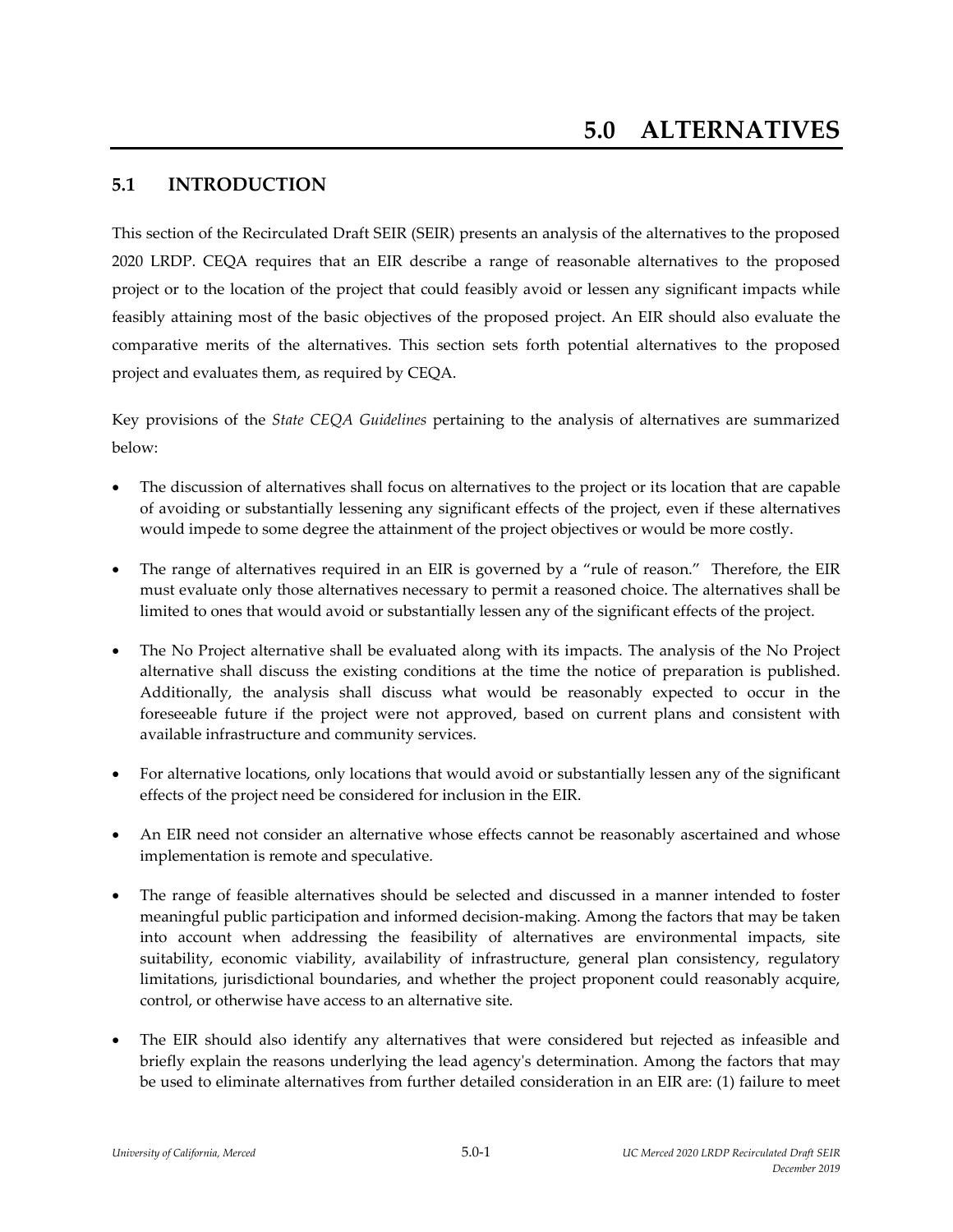# 5.0 ALTERNATIVES

## 5.1 INTRODUCTION

This section of the Recirculated Draft SEIR (SEIR) presents an analysis of the alternatives to the proposed 2020 LRDP. CEQA requires that an EIR describe a range of reasonable alternatives to the proposed project or to the location of the project that could feasibly avoid or lessen any significant impacts while feasibly attaining most of the basic objectives of the proposed project. An EIR should also evaluate the comparative merits of the alternatives. This section sets forth potential alternatives to the proposed project and evaluates them, as required by CEQA.

Key provisions of the *State CEQA Guidelines* pertaining to the analysis of alternatives are summarized below:

- The discussion of alternatives shall focus on alternatives to the project or its location that are capable of avoiding or substantially lessening any significant effects of the project, even if these alternatives would impede to some degree the attainment of the project objectives or would be more costly.
- The range of alternatives required in an EIR is governed by a "rule of reason." Therefore, the EIR must evaluate only those alternatives necessary to permit a reasoned choice. The alternatives shall be limited to ones that would avoid or substantially lessen any of the significant effects of the project.
- The No Project alternative shall be evaluated along with its impacts. The analysis of the No Project alternative shall discuss the existing conditions at the time the notice of preparation is published. Additionally, the analysis shall discuss what would be reasonably expected to occur in the foreseeable future if the project were not approved, based on current plans and consistent with available infrastructure and community services.
- For alternative locations, only locations that would avoid or substantially lessen any of the significant effects of the project need be considered for inclusion in the EIR.
- An EIR need not consider an alternative whose effects cannot be reasonably ascertained and whose implementation is remote and speculative.
- The range of feasible alternatives should be selected and discussed in a manner intended to foster meaningful public participation and informed decision-making. Among the factors that may be taken into account when addressing the feasibility of alternatives are environmental impacts, site suitability, economic viability, availability of infrastructure, general plan consistency, regulatory limitations, jurisdictional boundaries, and whether the project proponent could reasonably acquire, control, or otherwise have access to an alternative site.
- The EIR should also identify any alternatives that were considered but rejected as infeasible and briefly explain the reasons underlying the lead agency's determination. Among the factors that may be used to eliminate alternatives from further detailed consideration in an EIR are: (1) failure to meet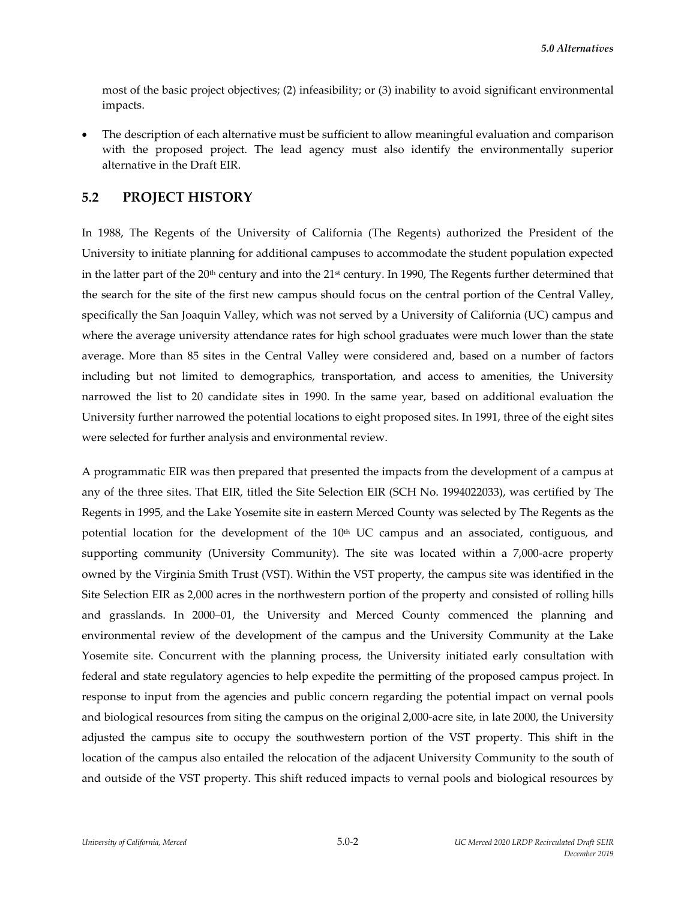most of the basic project objectives; (2) infeasibility; or (3) inability to avoid significant environmental impacts.

- The description of each alternative must be sufficient to allow meaningful evaluation and comparison with the proposed project. The lead agency must also identify the environmentally superior alternative in the Draft EIR.

## 5.2 PROJECT HISTORY

In 1988, The Regents of the University of California (The Regents) authorized the President of the University to initiate planning for additional campuses to accommodate the student population expected in the latter part of the 20th century and into the 21st century. In 1990, The Regents further determined that the search for the site of the first new campus should focus on the central portion of the Central Valley, specifically the San Joaquin Valley, which was not served by a University of California (UC) campus and where the average university attendance rates for high school graduates were much lower than the state average. More than 85 sites in the Central Valley were considered and, based on a number of factors including but not limited to demographics, transportation, and access to amenities, the University narrowed the list to 20 candidate sites in 1990. In the same year, based on additional evaluation the University further narrowed the potential locations to eight proposed sites. In 1991, three of the eight sites were selected for further analysis and environmental review.

A programmatic EIR was then prepared that presented the impacts from the development of a campus at any of the three sites. That EIR, titled the Site Selection EIR (SCH No. 1994022033), was certified by The Regents in 1995, and the Lake Yosemite site in eastern Merced County was selected by The Regents as the potential location for the development of the 10th UC campus and an associated, contiguous, and supporting community (University Community). The site was located within a 7,000-acre property owned by the Virginia Smith Trust (VST). Within the VST property, the campus site was identified in the Site Selection EIR as 2,000 acres in the northwestern portion of the property and consisted of rolling hills and grasslands. In 2000–01, the University and Merced County commenced the planning and environmental review of the development of the campus and the University Community at the Lake Yosemite site. Concurrent with the planning process, the University initiated early consultation with federal and state regulatory agencies to help expedite the permitting of the proposed campus project. In response to input from the agencies and public concern regarding the potential impact on vernal pools and biological resources from siting the campus on the original 2,000-acre site, in late 2000, the University adjusted the campus site to occupy the southwestern portion of the VST property. This shift in the location of the campus also entailed the relocation of the adjacent University Community to the south of and outside of the VST property. This shift reduced impacts to vernal pools and biological resources by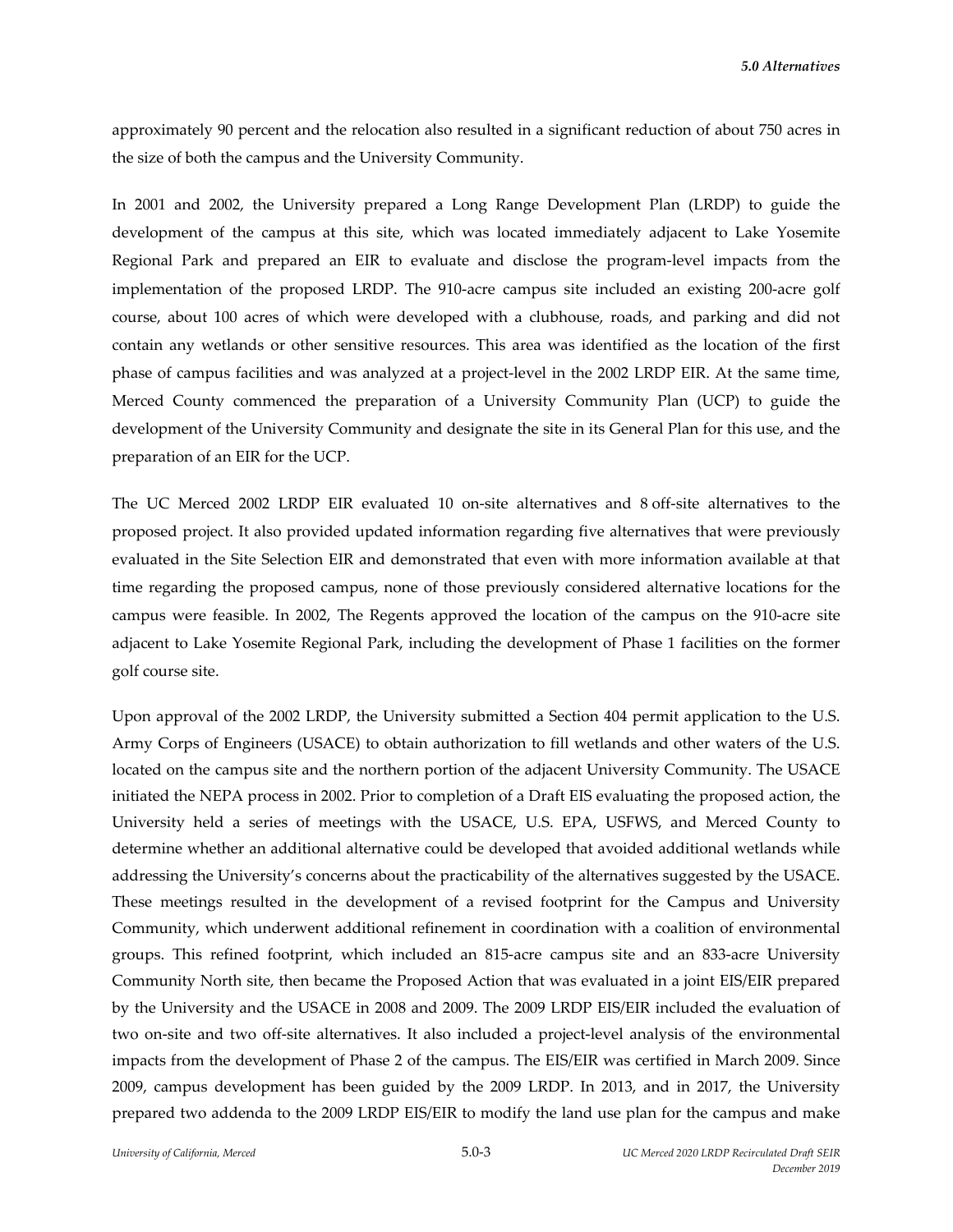approximately 90 percent and the relocation also resulted in a significant reduction of about 750 acres in the size of both the campus and the University Community.

In 2001 and 2002, the University prepared a Long Range Development Plan (LRDP) to guide the development of the campus at this site, which was located immediately adjacent to Lake Yosemite Regional Park and prepared an EIR to evaluate and disclose the program-level impacts from the implementation of the proposed LRDP. The 910-acre campus site included an existing 200-acre golf course, about 100 acres of which were developed with a clubhouse, roads, and parking and did not contain any wetlands or other sensitive resources. This area was identified as the location of the first phase of campus facilities and was analyzed at a project-level in the 2002 LRDP EIR. At the same time, Merced County commenced the preparation of a University Community Plan (UCP) to guide the development of the University Community and designate the site in its General Plan for this use, and the preparation of an EIR for the UCP.

The UC Merced 2002 LRDP EIR evaluated 10 on-site alternatives and 8 off-site alternatives to the proposed project. It also provided updated information regarding five alternatives that were previously evaluated in the Site Selection EIR and demonstrated that even with more information available at that time regarding the proposed campus, none of those previously considered alternative locations for the campus were feasible. In 2002, The Regents approved the location of the campus on the 910-acre site adjacent to Lake Yosemite Regional Park, including the development of Phase 1 facilities on the former golf course site.

Upon approval of the 2002 LRDP, the University submitted a Section 404 permit application to the U.S. Army Corps of Engineers (USACE) to obtain authorization to fill wetlands and other waters of the U.S. located on the campus site and the northern portion of the adjacent University Community. The USACE initiated the NEPA process in 2002. Prior to completion of a Draft EIS evaluating the proposed action, the University held a series of meetings with the USACE, U.S. EPA, USFWS, and Merced County to determine whether an additional alternative could be developed that avoided additional wetlands while addressing the University's concerns about the practicability of the alternatives suggested by the USACE. These meetings resulted in the development of a revised footprint for the Campus and University Community, which underwent additional refinement in coordination with a coalition of environmental groups. This refined footprint, which included an 815-acre campus site and an 833-acre University Community North site, then became the Proposed Action that was evaluated in a joint EIS/EIR prepared by the University and the USACE in 2008 and 2009. The 2009 LRDP EIS/EIR included the evaluation of two on-site and two off-site alternatives. It also included a project-level analysis of the environmental impacts from the development of Phase 2 of the campus. The EIS/EIR was certified in March 2009. Since 2009, campus development has been guided by the 2009 LRDP. In 2013, and in 2017, the University prepared two addenda to the 2009 LRDP EIS/EIR to modify the land use plan for the campus and make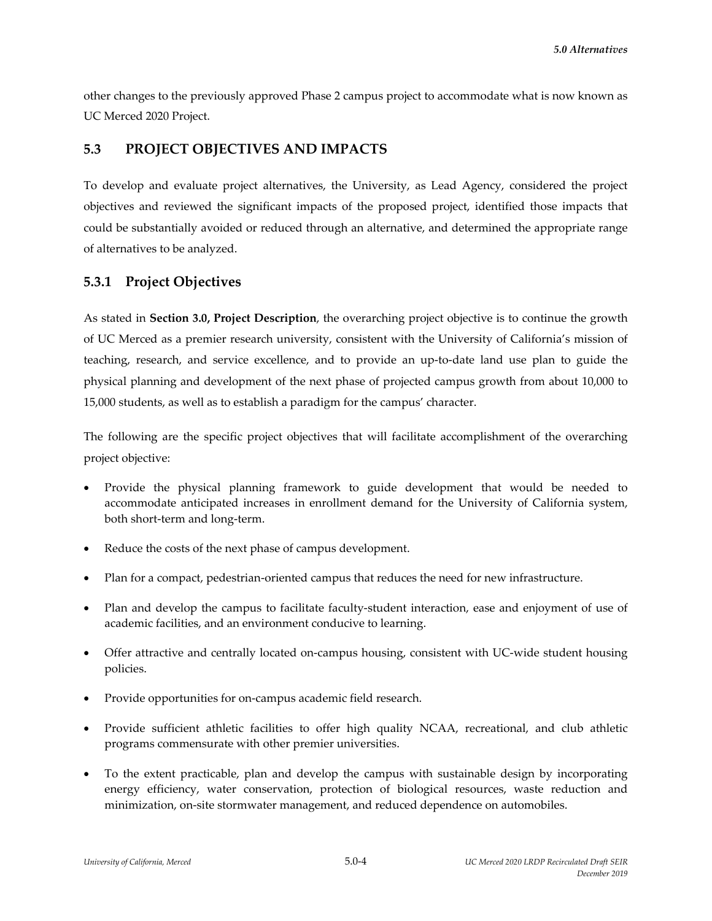other changes to the previously approved Phase 2 campus project to accommodate what is now known as UC Merced 2020 Project.

## 5.3 PROJECT OBJECTIVES AND IMPACTS

To develop and evaluate project alternatives, the University, as Lead Agency, considered the project objectives and reviewed the significant impacts of the proposed project, identified those impacts that could be substantially avoided or reduced through an alternative, and determined the appropriate range of alternatives to be analyzed.

### 5.3.1 Project Objectives

As stated in **Section 3.0, Project Description**, the overarching project objective is to continue the growth of UC Merced as a premier research university, consistent with the University of California's mission of teaching, research, and service excellence, and to provide an up-to-date land use plan to guide the physical planning and development of the next phase of projected campus growth from about 10,000 to 15,000 students, as well as to establish a paradigm for the campus' character.

The following are the specific project objectives that will facilitate accomplishment of the overarching project objective:

- Provide the physical planning framework to guide development that would be needed to accommodate anticipated increases in enrollment demand for the University of California system, both short-term and long-term.
- Reduce the costs of the next phase of campus development.
- Plan for a compact, pedestrian-oriented campus that reduces the need for new infrastructure.
- Plan and develop the campus to facilitate faculty-student interaction, ease and enjoyment of use of academic facilities, and an environment conducive to learning.
- Offer attractive and centrally located on-campus housing, consistent with UC-wide student housing policies.
- Provide opportunities for on-campus academic field research.
- Provide sufficient athletic facilities to offer high quality NCAA, recreational, and club athletic programs commensurate with other premier universities.
- To the extent practicable, plan and develop the campus with sustainable design by incorporating energy efficiency, water conservation, protection of biological resources, waste reduction and minimization, on-site stormwater management, and reduced dependence on automobiles.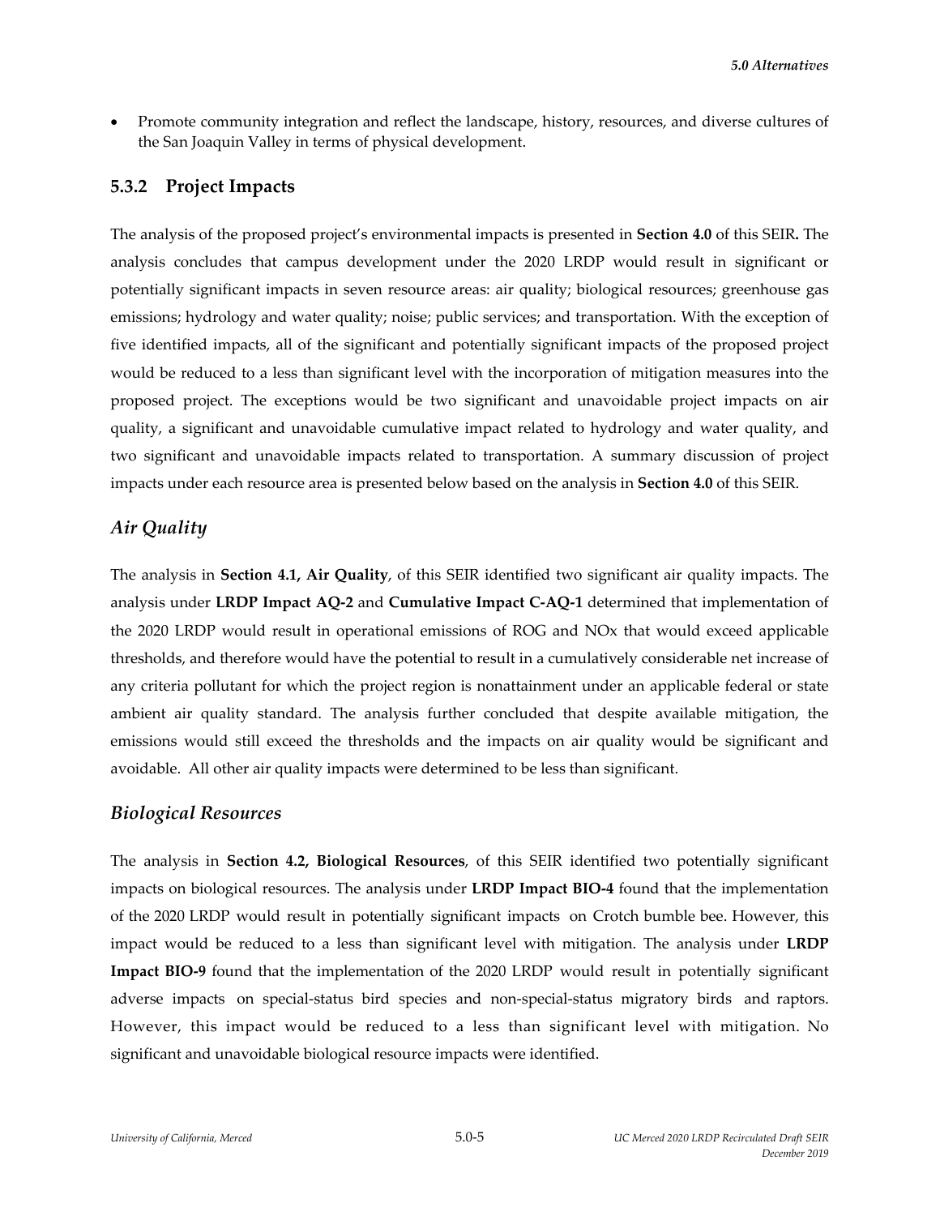- Promote community integration and reflect the landscape, history, resources, and diverse cultures of the San Joaquin Valley in terms of physical development.

## 5.3.2 Project Impacts

The analysis of the proposed project's environmental impacts is presented in **Section 4.0** of this SEIR**.** The analysis concludes that campus development under the 2020 LRDP would result in significant or potentially significant impacts in seven resource areas: air quality; biological resources; greenhouse gas emissions; hydrology and water quality; noise; public services; and transportation. With the exception of five identified impacts, all of the significant and potentially significant impacts of the proposed project would be reduced to a less than significant level with the incorporation of mitigation measures into the proposed project. The exceptions would be two significant and unavoidable project impacts on air quality, a significant and unavoidable cumulative impact related to hydrology and water quality, and two significant and unavoidable impacts related to transportation. A summary discussion of project impacts under each resource area is presented below based on the analysis in **Section 4.0** of this SEIR.

### *Air Quality*

The analysis in **Section 4.1, Air Quality**, of this SEIR identified two significant air quality impacts. The analysis under **LRDP Impact AQ-2** and **Cumulative Impact C-AQ-1** determined that implementation of the 2020 LRDP would result in operational emissions of ROG and NOx that would exceed applicable thresholds, and therefore would have the potential to result in a cumulatively considerable net increase of any criteria pollutant for which the project region is nonattainment under an applicable federal or state ambient air quality standard. The analysis further concluded that despite available mitigation, the emissions would still exceed the thresholds and the impacts on air quality would be significant and avoidable. All other air quality impacts were determined to be less than significant.

### *Biological Resources*

The analysis in **Section 4.2, Biological Resources**, of this SEIR identified two potentially significant impacts on biological resources. The analysis under **LRDP Impact BIO-4** found that the implementation of the 2020 LRDP would result in potentially significant impacts on Crotch bumble bee. However, this impact would be reduced to a less than significant level with mitigation. The analysis under **LRDP Impact BIO-9** found that the implementation of the 2020 LRDP would result in potentially significant adverse impacts on special-status bird species and non-special-status migratory birds and raptors. However, this impact would be reduced to a less than significant level with mitigation. No significant and unavoidable biological resource impacts were identified.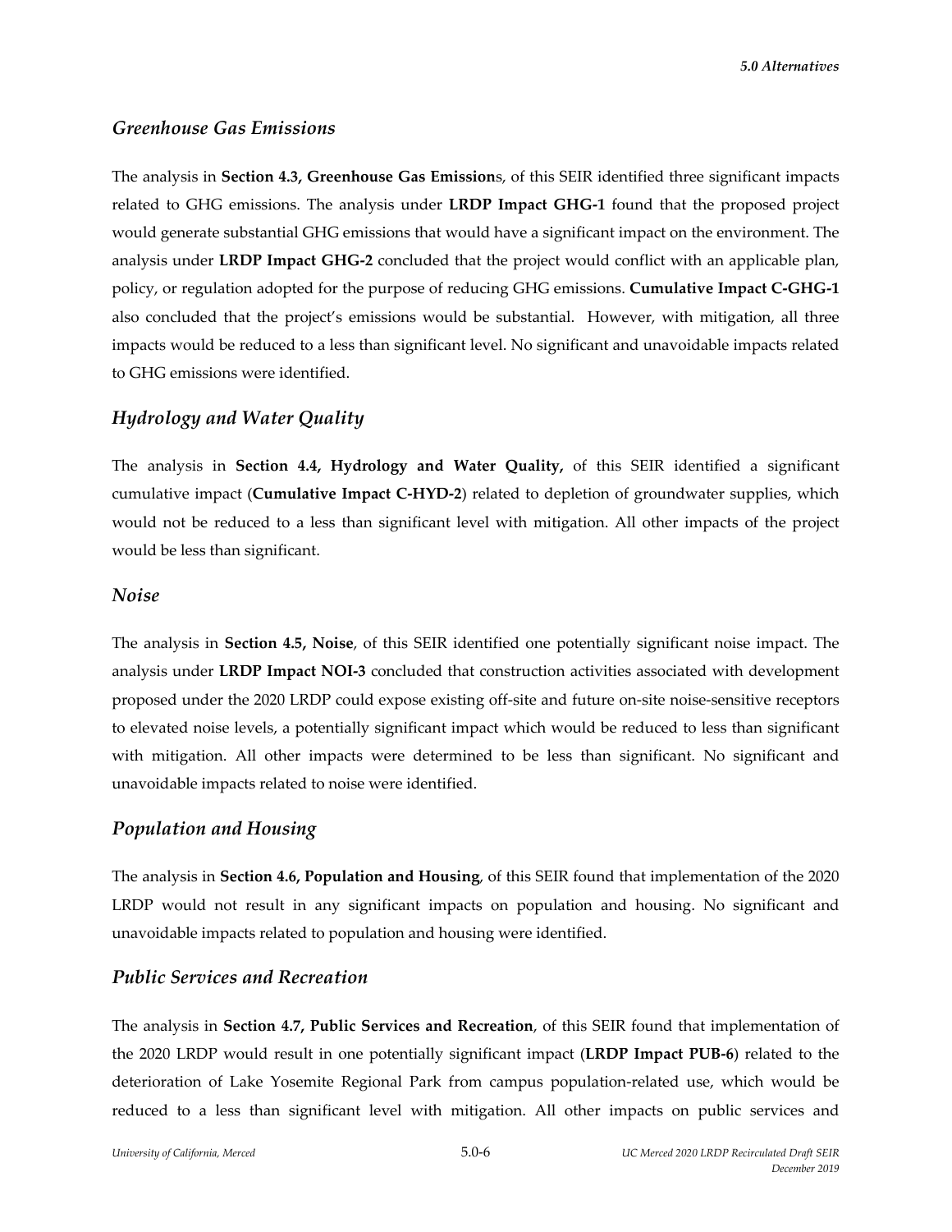## *Greenhouse Gas Emissions*

The analysis in **Section 4.3, Greenhouse Gas Emission**s, of this SEIR identified three significant impacts related to GHG emissions. The analysis under **LRDP Impact GHG-1** found that the proposed project would generate substantial GHG emissions that would have a significant impact on the environment. The analysis under **LRDP Impact GHG-2** concluded that the project would conflict with an applicable plan, policy, or regulation adopted for the purpose of reducing GHG emissions. **Cumulative Impact C-GHG-1** also concluded that the project's emissions would be substantial. However, with mitigation, all three impacts would be reduced to a less than significant level. No significant and unavoidable impacts related to GHG emissions were identified.

## *Hydrology and Water Quality*

The analysis in **Section 4.4, Hydrology and Water Quality,** of this SEIR identified a significant cumulative impact (**Cumulative Impact C-HYD-2**) related to depletion of groundwater supplies, which would not be reduced to a less than significant level with mitigation. All other impacts of the project would be less than significant.

## *Noise*

The analysis in **Section 4.5, Noise**, of this SEIR identified one potentially significant noise impact. The analysis under **LRDP Impact NOI-3** concluded that construction activities associated with development proposed under the 2020 LRDP could expose existing off-site and future on-site noise-sensitive receptors to elevated noise levels, a potentially significant impact which would be reduced to less than significant with mitigation. All other impacts were determined to be less than significant. No significant and unavoidable impacts related to noise were identified.

## *Population and Housing*

The analysis in **Section 4.6, Population and Housing**, of this SEIR found that implementation of the 2020 LRDP would not result in any significant impacts on population and housing. No significant and unavoidable impacts related to population and housing were identified.

## *Public Services and Recreation*

The analysis in **Section 4.7, Public Services and Recreation**, of this SEIR found that implementation of the 2020 LRDP would result in one potentially significant impact (**LRDP Impact PUB-6**) related to the deterioration of Lake Yosemite Regional Park from campus population-related use, which would be reduced to a less than significant level with mitigation. All other impacts on public services and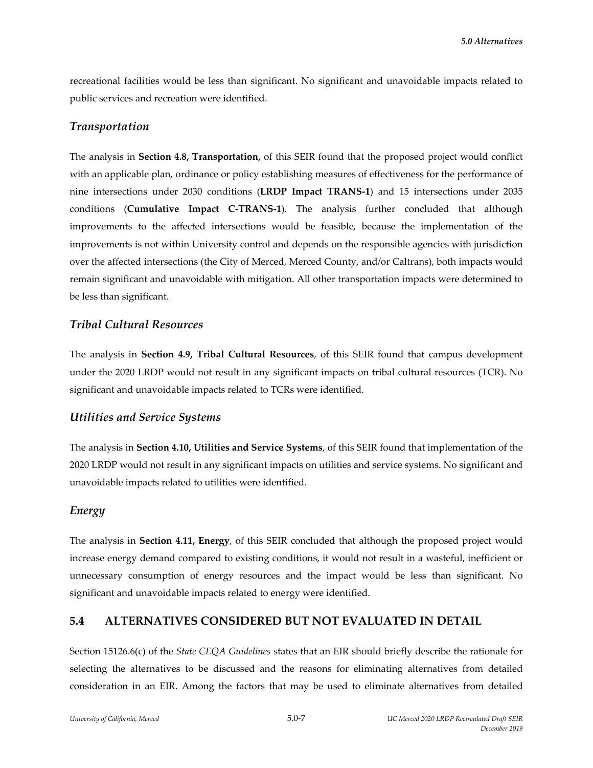recreational facilities would be less than significant. No significant and unavoidable impacts related to public services and recreation were identified.

### *Transportation*

The analysis in **Section 4.8, Transportation,** of this SEIR found that the proposed project would conflict with an applicable plan, ordinance or policy establishing measures of effectiveness for the performance of nine intersections under 2030 conditions (**LRDP Impact TRANS-1**) and 15 intersections under 2035 conditions (**Cumulative Impact C-TRANS-1**). The analysis further concluded that although improvements to the affected intersections would be feasible, because the implementation of the improvements is not within University control and depends on the responsible agencies with jurisdiction over the affected intersections (the City of Merced, Merced County, and/or Caltrans), both impacts would remain significant and unavoidable with mitigation. All other transportation impacts were determined to be less than significant.

### *Tribal Cultural Resources*

The analysis in **Section 4.9, Tribal Cultural Resources**, of this SEIR found that campus development under the 2020 LRDP would not result in any significant impacts on tribal cultural resources (TCR). No significant and unavoidable impacts related to TCRs were identified.

### *Utilities and Service Systems*

The analysis in **Section 4.10, Utilities and Service Systems**, of this SEIR found that implementation of the 2020 LRDP would not result in any significant impacts on utilities and service systems. No significant and unavoidable impacts related to utilities were identified.

### *Energy*

The analysis in **Section 4.11, Energy**, of this SEIR concluded that although the proposed project would increase energy demand compared to existing conditions, it would not result in a wasteful, inefficient or unnecessary consumption of energy resources and the impact would be less than significant. No significant and unavoidable impacts related to energy were identified.

## 5.4 ALTERNATIVES CONSIDERED BUT NOT EVALUATED IN DETAIL

Section 15126.6(c) of the *State CEQA Guidelines* states that an EIR should briefly describe the rationale for selecting the alternatives to be discussed and the reasons for eliminating alternatives from detailed consideration in an EIR. Among the factors that may be used to eliminate alternatives from detailed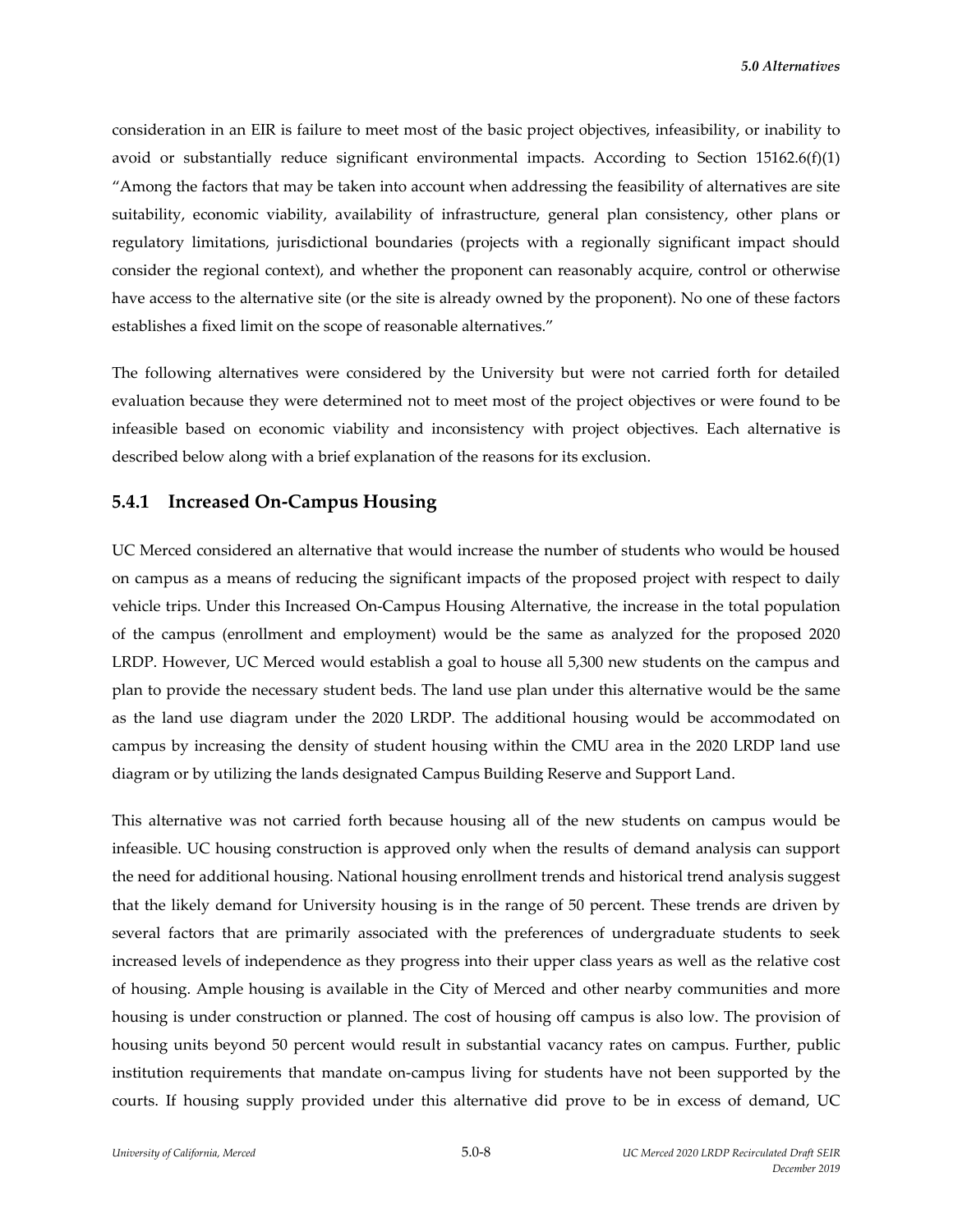consideration in an EIR is failure to meet most of the basic project objectives, infeasibility, or inability to avoid or substantially reduce significant environmental impacts. According to Section 15162.6(f)(1) "Among the factors that may be taken into account when addressing the feasibility of alternatives are site suitability, economic viability, availability of infrastructure, general plan consistency, other plans or regulatory limitations, jurisdictional boundaries (projects with a regionally significant impact should consider the regional context), and whether the proponent can reasonably acquire, control or otherwise have access to the alternative site (or the site is already owned by the proponent). No one of these factors establishes a fixed limit on the scope of reasonable alternatives."

The following alternatives were considered by the University but were not carried forth for detailed evaluation because they were determined not to meet most of the project objectives or were found to be infeasible based on economic viability and inconsistency with project objectives. Each alternative is described below along with a brief explanation of the reasons for its exclusion.

### 5.4.1 Increased On-Campus Housing

UC Merced considered an alternative that would increase the number of students who would be housed on campus as a means of reducing the significant impacts of the proposed project with respect to daily vehicle trips. Under this Increased On-Campus Housing Alternative, the increase in the total population of the campus (enrollment and employment) would be the same as analyzed for the proposed 2020 LRDP. However, UC Merced would establish a goal to house all 5,300 new students on the campus and plan to provide the necessary student beds. The land use plan under this alternative would be the same as the land use diagram under the 2020 LRDP. The additional housing would be accommodated on campus by increasing the density of student housing within the CMU area in the 2020 LRDP land use diagram or by utilizing the lands designated Campus Building Reserve and Support Land.

This alternative was not carried forth because housing all of the new students on campus would be infeasible. UC housing construction is approved only when the results of demand analysis can support the need for additional housing. National housing enrollment trends and historical trend analysis suggest that the likely demand for University housing is in the range of 50 percent. These trends are driven by several factors that are primarily associated with the preferences of undergraduate students to seek increased levels of independence as they progress into their upper class years as well as the relative cost of housing. Ample housing is available in the City of Merced and other nearby communities and more housing is under construction or planned. The cost of housing off campus is also low. The provision of housing units beyond 50 percent would result in substantial vacancy rates on campus. Further, public institution requirements that mandate on-campus living for students have not been supported by the courts. If housing supply provided under this alternative did prove to be in excess of demand, UC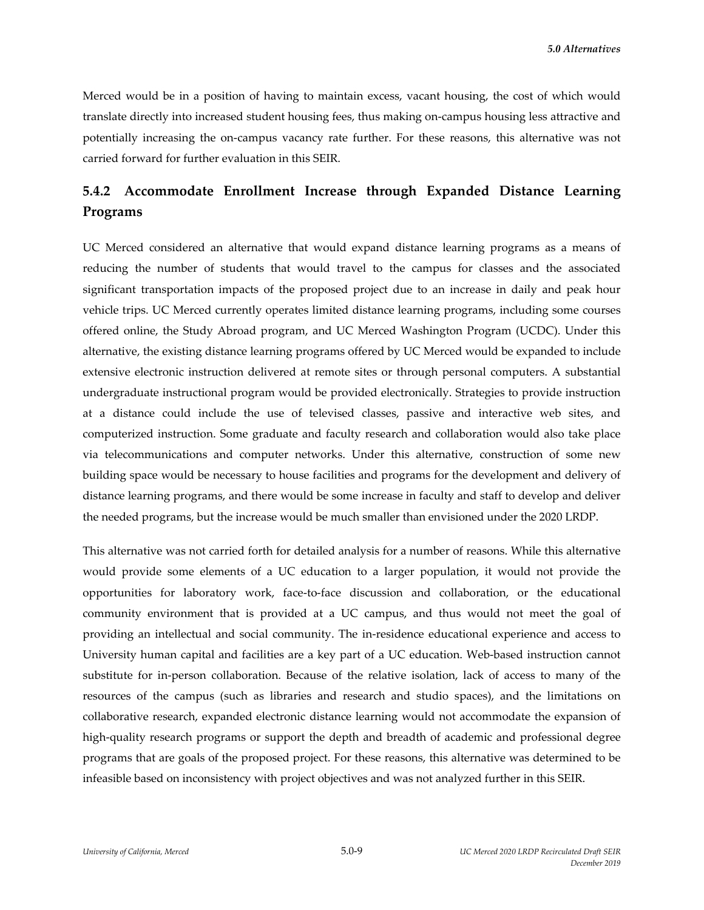Merced would be in a position of having to maintain excess, vacant housing, the cost of which would translate directly into increased student housing fees, thus making on-campus housing less attractive and potentially increasing the on-campus vacancy rate further. For these reasons, this alternative was not carried forward for further evaluation in this SEIR.

### 5.4.2 Accommodate Enrollment Increase through Expanded Distance Learning Programs

UC Merced considered an alternative that would expand distance learning programs as a means of reducing the number of students that would travel to the campus for classes and the associated significant transportation impacts of the proposed project due to an increase in daily and peak hour vehicle trips. UC Merced currently operates limited distance learning programs, including some courses offered online, the Study Abroad program, and UC Merced Washington Program (UCDC). Under this alternative, the existing distance learning programs offered by UC Merced would be expanded to include extensive electronic instruction delivered at remote sites or through personal computers. A substantial undergraduate instructional program would be provided electronically. Strategies to provide instruction at a distance could include the use of televised classes, passive and interactive web sites, and computerized instruction. Some graduate and faculty research and collaboration would also take place via telecommunications and computer networks. Under this alternative, construction of some new building space would be necessary to house facilities and programs for the development and delivery of distance learning programs, and there would be some increase in faculty and staff to develop and deliver the needed programs, but the increase would be much smaller than envisioned under the 2020 LRDP.

This alternative was not carried forth for detailed analysis for a number of reasons. While this alternative would provide some elements of a UC education to a larger population, it would not provide the opportunities for laboratory work, face-to-face discussion and collaboration, or the educational community environment that is provided at a UC campus, and thus would not meet the goal of providing an intellectual and social community. The in-residence educational experience and access to University human capital and facilities are a key part of a UC education. Web-based instruction cannot substitute for in-person collaboration. Because of the relative isolation, lack of access to many of the resources of the campus (such as libraries and research and studio spaces), and the limitations on collaborative research, expanded electronic distance learning would not accommodate the expansion of high-quality research programs or support the depth and breadth of academic and professional degree programs that are goals of the proposed project. For these reasons, this alternative was determined to be infeasible based on inconsistency with project objectives and was not analyzed further in this SEIR.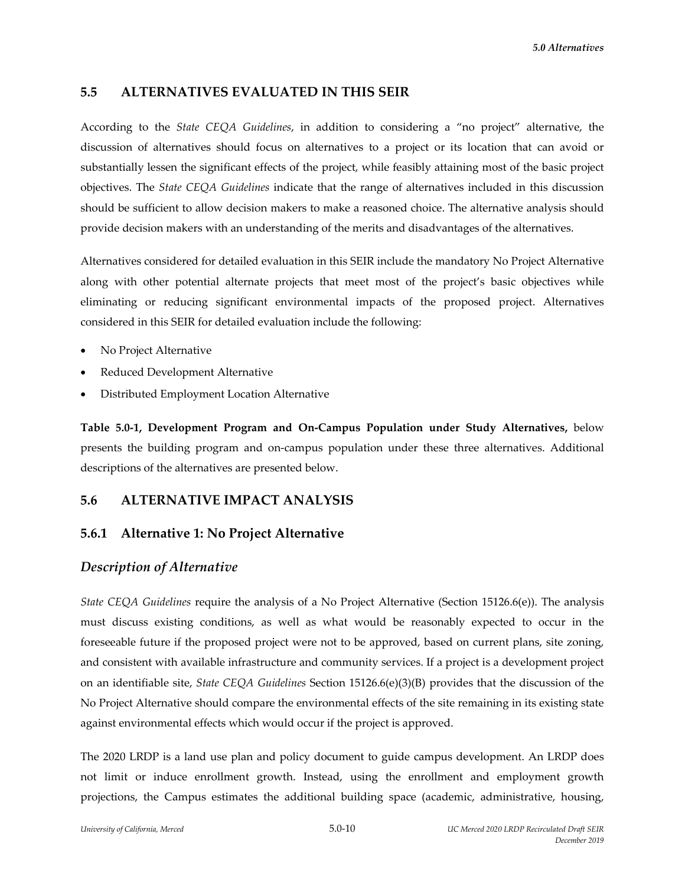## 5.5 ALTERNATIVES EVALUATED IN THIS SEIR

According to the *State CEQA Guidelines*, in addition to considering a "no project" alternative, the discussion of alternatives should focus on alternatives to a project or its location that can avoid or substantially lessen the significant effects of the project, while feasibly attaining most of the basic project objectives. The *State CEQA Guidelines* indicate that the range of alternatives included in this discussion should be sufficient to allow decision makers to make a reasoned choice. The alternative analysis should provide decision makers with an understanding of the merits and disadvantages of the alternatives.

Alternatives considered for detailed evaluation in this SEIR include the mandatory No Project Alternative along with other potential alternate projects that meet most of the project's basic objectives while eliminating or reducing significant environmental impacts of the proposed project. Alternatives considered in this SEIR for detailed evaluation include the following:

- No Project Alternative
- Reduced Development Alternative
- Distributed Employment Location Alternative

**Table 5.0-1, Development Program and On-Campus Population under Study Alternatives,** below presents the building program and on-campus population under these three alternatives. Additional descriptions of the alternatives are presented below.

## 5.6 ALTERNATIVE IMPACT ANALYSIS

### 5.6.1 Alternative 1: No Project Alternative

#### *Description of Alternative*

*State CEQA Guidelines* require the analysis of a No Project Alternative (Section 15126.6(e)). The analysis must discuss existing conditions, as well as what would be reasonably expected to occur in the foreseeable future if the proposed project were not to be approved, based on current plans, site zoning, and consistent with available infrastructure and community services. If a project is a development project on an identifiable site, *State CEQA Guidelines* Section 15126.6(e)(3)(B) provides that the discussion of the No Project Alternative should compare the environmental effects of the site remaining in its existing state against environmental effects which would occur if the project is approved.

The 2020 LRDP is a land use plan and policy document to guide campus development. An LRDP does not limit or induce enrollment growth. Instead, using the enrollment and employment growth projections, the Campus estimates the additional building space (academic, administrative, housing,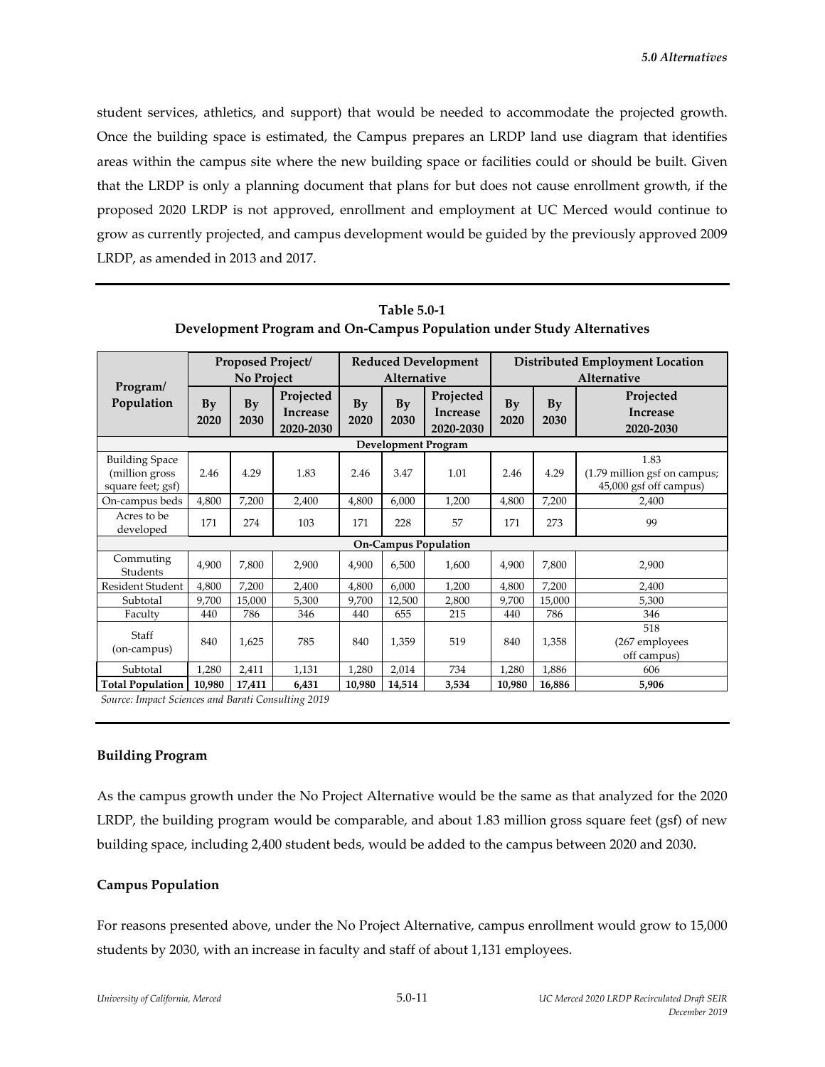student services, athletics, and support) that would be needed to accommodate the projected growth. Once the building space is estimated, the Campus prepares an LRDP land use diagram that identifies areas within the campus site where the new building space or facilities could or should be built. Given that the LRDP is only a planning document that plans for but does not cause enrollment growth, if the proposed 2020 LRDP is not approved, enrollment and employment at UC Merced would continue to grow as currently projected, and campus development would be guided by the previously approved 2009 LRDP, as amended in 2013 and 2017.

**Table 5.0-1**
**Development Program and On-Campus Population under Study Alternatives**

| Program/ Population | Proposed Project/ No Project | | | Reduced Development Alternative | | | Distributed Employment Location Alternative | | |
|---|---|---|---|---|---|---|---|---|---|
| | By 2020 | By 2030 | Projected Increase 2020-2030 | By 2020 | By 2030 | Projected Increase 2020-2030 | By 2020 | By 2030 | Projected Increase 2020-2030 |
| **Development Program** | | | | | | | | | |
| Building Space (million gross square feet; gsf) | 2.46 | 4.29 | 1.83 | 2.46 | 3.47 | 1.01 | 2.46 | 4.29 | 1.83 (1.79 million gsf on campus; 45,000 gsf off campus) |
| On-campus beds | 4,800 | 7,200 | 2,400 | 4,800 | 6,000 | 1,200 | 4,800 | 7,200 | 2,400 |
| Acres to be developed | 171 | 274 | 103 | 171 | 228 | 57 | 171 | 273 | 99 |
| **On-Campus Population** | | | | | | | | | |
| Commuting Students | 4,900 | 7,800 | 2,900 | 4,900 | 6,500 | 1,600 | 4,900 | 7,800 | 2,900 |
| Resident Student | 4,800 | 7,200 | 2,400 | 4,800 | 6,000 | 1,200 | 4,800 | 7,200 | 2,400 |
| Subtotal | 9,700 | 15,000 | 5,300 | 9,700 | 12,500 | 2,800 | 9,700 | 15,000 | 5,300 |
| Faculty | 440 | 786 | 346 | 440 | 655 | 215 | 440 | 786 | 346 |
| Staff (on-campus) | 840 | 1,625 | 785 | 840 | 1,359 | 519 | 840 | 1,358 | 518 (267 employees off campus) |
| Subtotal | 1,280 | 2,411 | 1,131 | 1,280 | 2,014 | 734 | 1,280 | 1,886 | 606 |
| **Total Population** | **10,980** | **17,411** | **6,431** | **10,980** | **14,514** | **3,534** | **10,980** | **16,886** | **5,906** |

*Source: Impact Sciences and Barati Consulting 2019*

**Building Program**

As the campus growth under the No Project Alternative would be the same as that analyzed for the 2020 LRDP, the building program would be comparable, and about 1.83 million gross square feet (gsf) of new building space, including 2,400 student beds, would be added to the campus between 2020 and 2030.

**Campus Population**

For reasons presented above, under the No Project Alternative, campus enrollment would grow to 15,000 students by 2030, with an increase in faculty and staff of about 1,131 employees.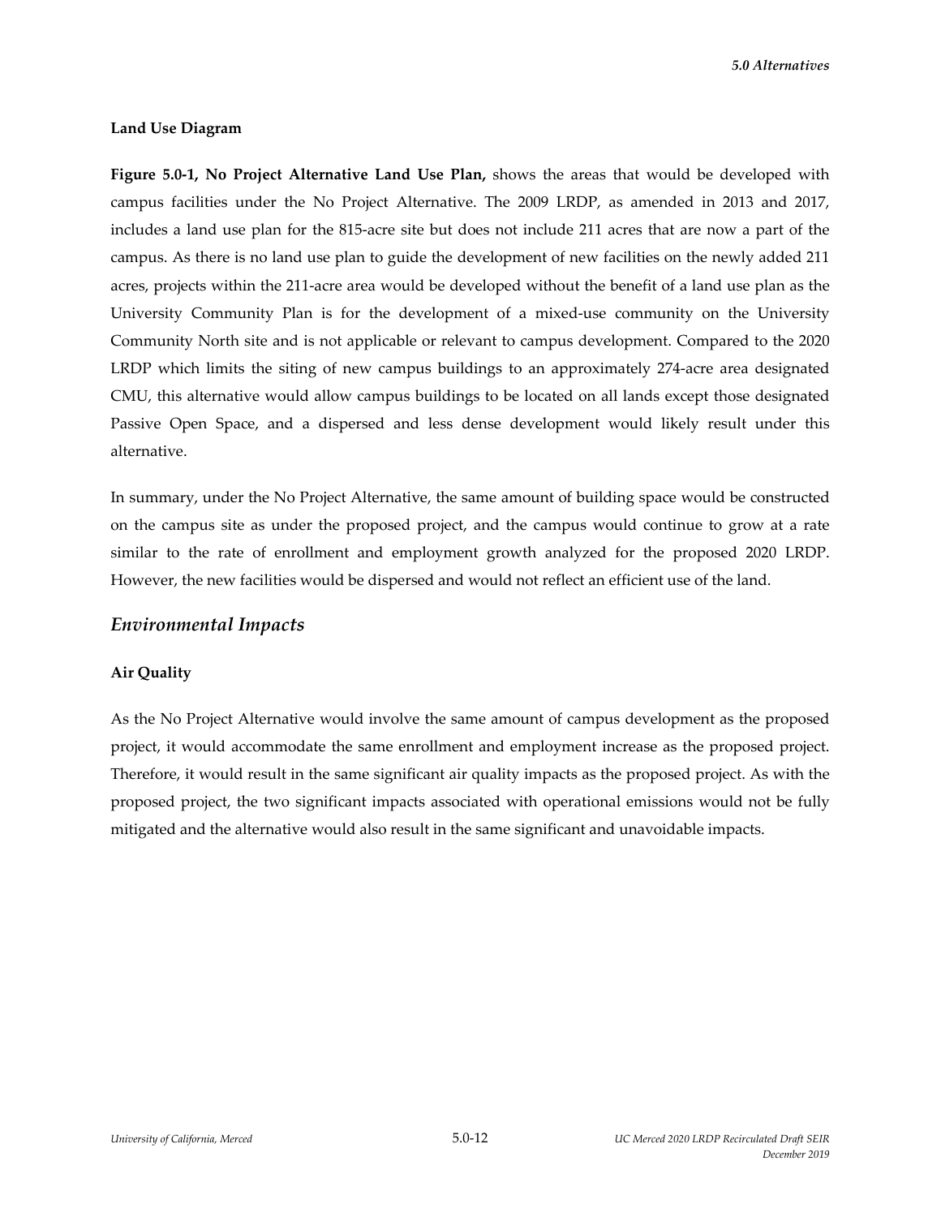**Land Use Diagram**

**Figure 5.0-1, No Project Alternative Land Use Plan,** shows the areas that would be developed with campus facilities under the No Project Alternative. The 2009 LRDP, as amended in 2013 and 2017, includes a land use plan for the 815-acre site but does not include 211 acres that are now a part of the campus. As there is no land use plan to guide the development of new facilities on the newly added 211 acres, projects within the 211-acre area would be developed without the benefit of a land use plan as the University Community Plan is for the development of a mixed-use community on the University Community North site and is not applicable or relevant to campus development. Compared to the 2020 LRDP which limits the siting of new campus buildings to an approximately 274-acre area designated CMU, this alternative would allow campus buildings to be located on all lands except those designated Passive Open Space, and a dispersed and less dense development would likely result under this alternative.

In summary, under the No Project Alternative, the same amount of building space would be constructed on the campus site as under the proposed project, and the campus would continue to grow at a rate similar to the rate of enrollment and employment growth analyzed for the proposed 2020 LRDP. However, the new facilities would be dispersed and would not reflect an efficient use of the land.

## *Environmental Impacts*

**Air Quality**

As the No Project Alternative would involve the same amount of campus development as the proposed project, it would accommodate the same enrollment and employment increase as the proposed project. Therefore, it would result in the same significant air quality impacts as the proposed project. As with the proposed project, the two significant impacts associated with operational emissions would not be fully mitigated and the alternative would also result in the same significant and unavoidable impacts.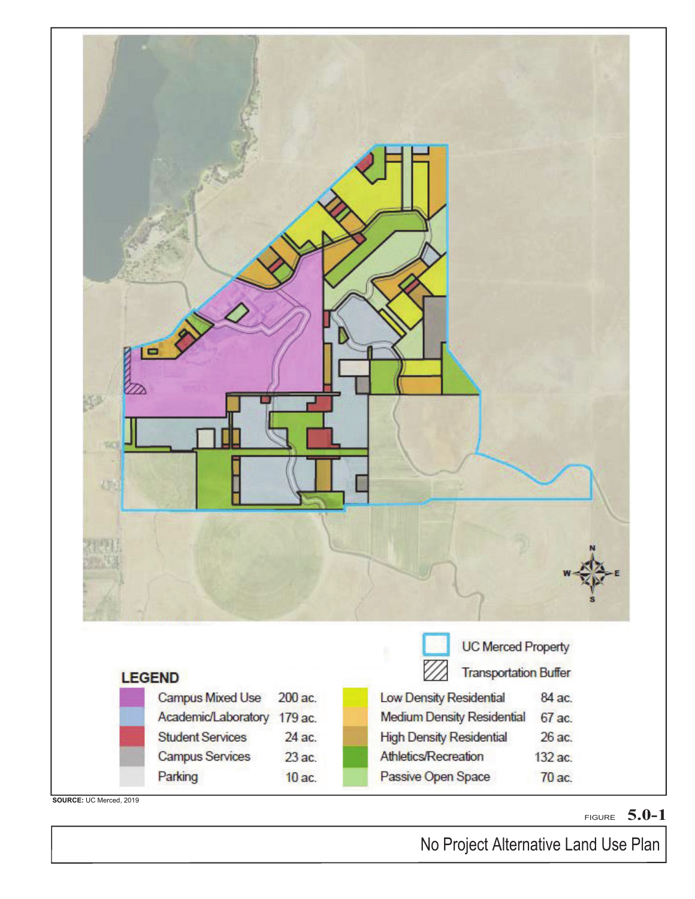LEGEND

| | | | |
|---|---|---|---|
| Campus Mixed Use | 200 ac. | Low Density Residential | 84 ac. |
| Academic/Laboratory | 179 ac. | Medium Density Residential | 67 ac. |
| Student Services | 24 ac. | High Density Residential | 26 ac. |
| Campus Services | 23 ac. | Athletics/Recreation | 132 ac. |
| Parking | 10 ac. | Passive Open Space | 70 ac. |

UC Merced Property

Transportation Buffer

**SOURCE:** UC Merced, 2019

FIGURE **5.0-1**

No Project Alternative Land Use Plan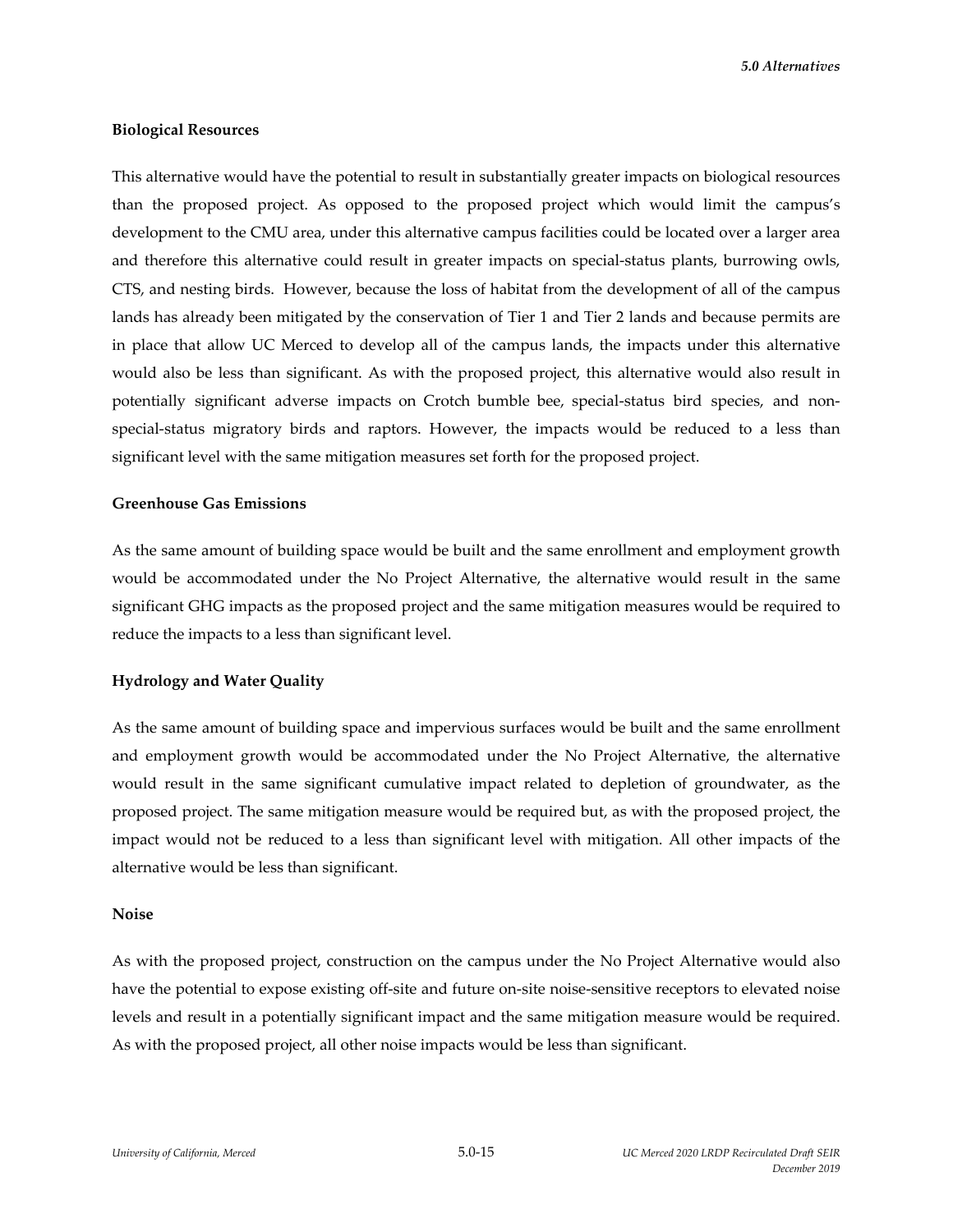**Biological Resources**

This alternative would have the potential to result in substantially greater impacts on biological resources than the proposed project. As opposed to the proposed project which would limit the campus's development to the CMU area, under this alternative campus facilities could be located over a larger area and therefore this alternative could result in greater impacts on special-status plants, burrowing owls, CTS, and nesting birds. However, because the loss of habitat from the development of all of the campus lands has already been mitigated by the conservation of Tier 1 and Tier 2 lands and because permits are in place that allow UC Merced to develop all of the campus lands, the impacts under this alternative would also be less than significant. As with the proposed project, this alternative would also result in potentially significant adverse impacts on Crotch bumble bee, special-status bird species, and non-special-status migratory birds and raptors. However, the impacts would be reduced to a less than significant level with the same mitigation measures set forth for the proposed project.

**Greenhouse Gas Emissions**

As the same amount of building space would be built and the same enrollment and employment growth would be accommodated under the No Project Alternative, the alternative would result in the same significant GHG impacts as the proposed project and the same mitigation measures would be required to reduce the impacts to a less than significant level.

**Hydrology and Water Quality**

As the same amount of building space and impervious surfaces would be built and the same enrollment and employment growth would be accommodated under the No Project Alternative, the alternative would result in the same significant cumulative impact related to depletion of groundwater, as the proposed project. The same mitigation measure would be required but, as with the proposed project, the impact would not be reduced to a less than significant level with mitigation. All other impacts of the alternative would be less than significant.

**Noise**

As with the proposed project, construction on the campus under the No Project Alternative would also have the potential to expose existing off-site and future on-site noise-sensitive receptors to elevated noise levels and result in a potentially significant impact and the same mitigation measure would be required. As with the proposed project, all other noise impacts would be less than significant.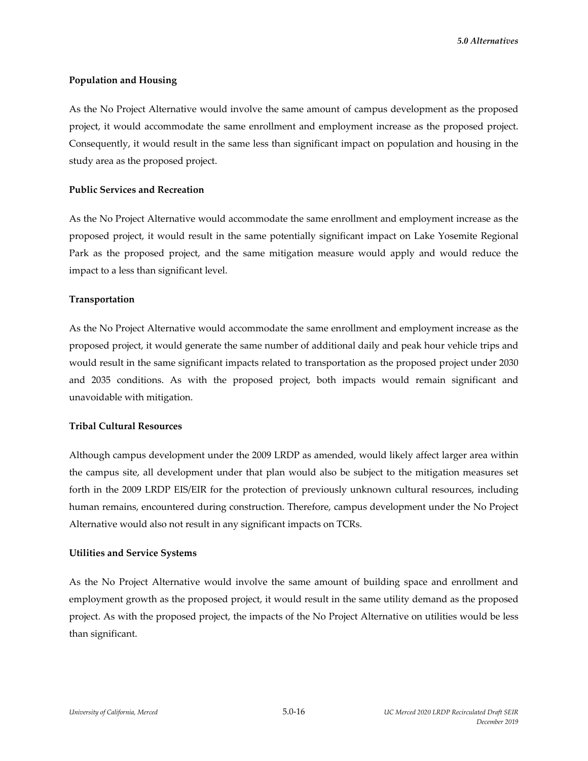### Population and Housing

As the No Project Alternative would involve the same amount of campus development as the proposed project, it would accommodate the same enrollment and employment increase as the proposed project. Consequently, it would result in the same less than significant impact on population and housing in the study area as the proposed project.

### Public Services and Recreation

As the No Project Alternative would accommodate the same enrollment and employment increase as the proposed project, it would result in the same potentially significant impact on Lake Yosemite Regional Park as the proposed project, and the same mitigation measure would apply and would reduce the impact to a less than significant level.

### Transportation

As the No Project Alternative would accommodate the same enrollment and employment increase as the proposed project, it would generate the same number of additional daily and peak hour vehicle trips and would result in the same significant impacts related to transportation as the proposed project under 2030 and 2035 conditions. As with the proposed project, both impacts would remain significant and unavoidable with mitigation.

### Tribal Cultural Resources

Although campus development under the 2009 LRDP as amended, would likely affect larger area within the campus site, all development under that plan would also be subject to the mitigation measures set forth in the 2009 LRDP EIS/EIR for the protection of previously unknown cultural resources, including human remains, encountered during construction. Therefore, campus development under the No Project Alternative would also not result in any significant impacts on TCRs.

### Utilities and Service Systems

As the No Project Alternative would involve the same amount of building space and enrollment and employment growth as the proposed project, it would result in the same utility demand as the proposed project. As with the proposed project, the impacts of the No Project Alternative on utilities would be less than significant.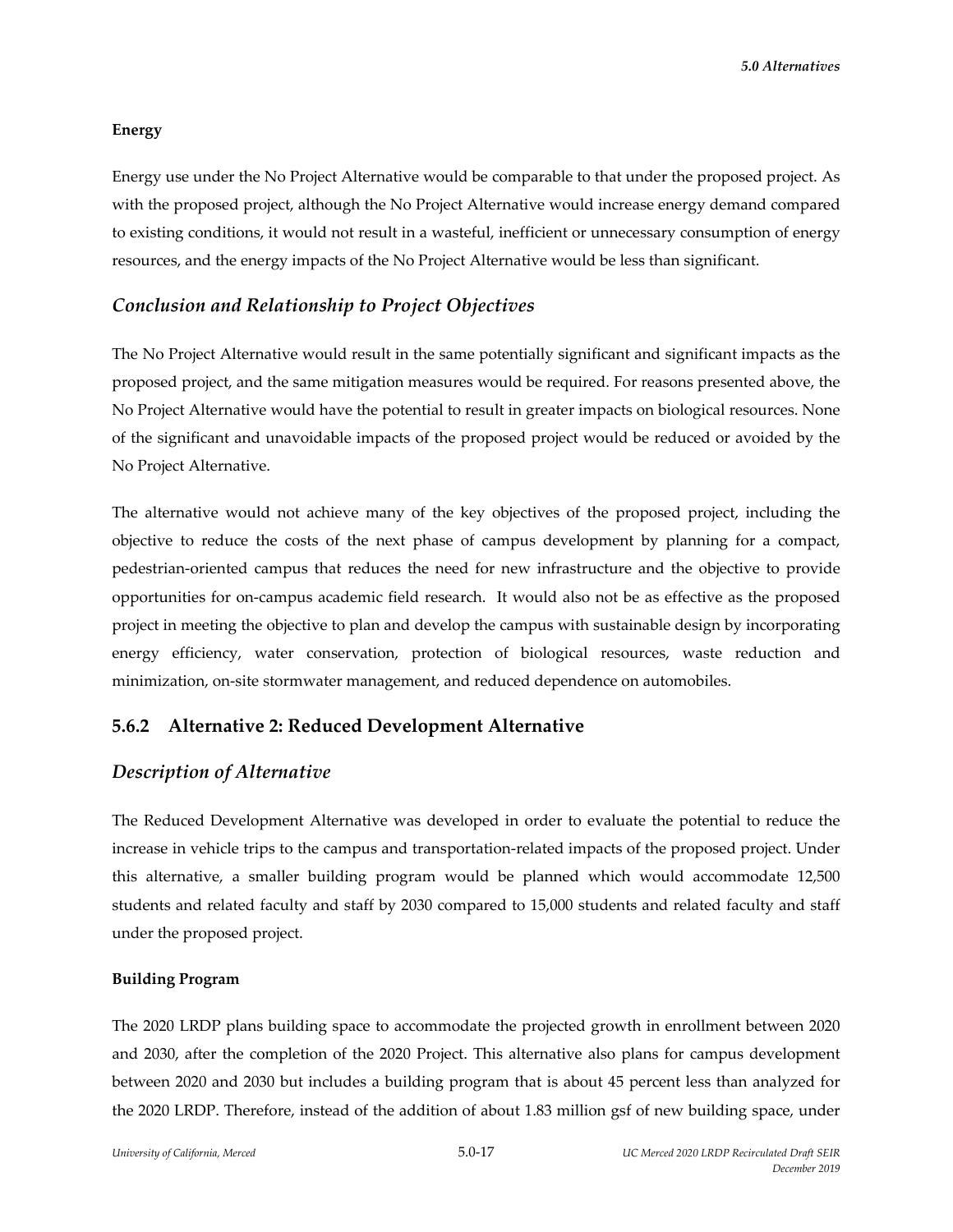#### Energy

Energy use under the No Project Alternative would be comparable to that under the proposed project. As with the proposed project, although the No Project Alternative would increase energy demand compared to existing conditions, it would not result in a wasteful, inefficient or unnecessary consumption of energy resources, and the energy impacts of the No Project Alternative would be less than significant.

### *Conclusion and Relationship to Project Objectives*

The No Project Alternative would result in the same potentially significant and significant impacts as the proposed project, and the same mitigation measures would be required. For reasons presented above, the No Project Alternative would have the potential to result in greater impacts on biological resources. None of the significant and unavoidable impacts of the proposed project would be reduced or avoided by the No Project Alternative.

The alternative would not achieve many of the key objectives of the proposed project, including the objective to reduce the costs of the next phase of campus development by planning for a compact, pedestrian-oriented campus that reduces the need for new infrastructure and the objective to provide opportunities for on-campus academic field research. It would also not be as effective as the proposed project in meeting the objective to plan and develop the campus with sustainable design by incorporating energy efficiency, water conservation, protection of biological resources, waste reduction and minimization, on-site stormwater management, and reduced dependence on automobiles.

## 5.6.2 Alternative 2: Reduced Development Alternative

### *Description of Alternative*

The Reduced Development Alternative was developed in order to evaluate the potential to reduce the increase in vehicle trips to the campus and transportation-related impacts of the proposed project. Under this alternative, a smaller building program would be planned which would accommodate 12,500 students and related faculty and staff by 2030 compared to 15,000 students and related faculty and staff under the proposed project.

#### Building Program

The 2020 LRDP plans building space to accommodate the projected growth in enrollment between 2020 and 2030, after the completion of the 2020 Project. This alternative also plans for campus development between 2020 and 2030 but includes a building program that is about 45 percent less than analyzed for the 2020 LRDP. Therefore, instead of the addition of about 1.83 million gsf of new building space, under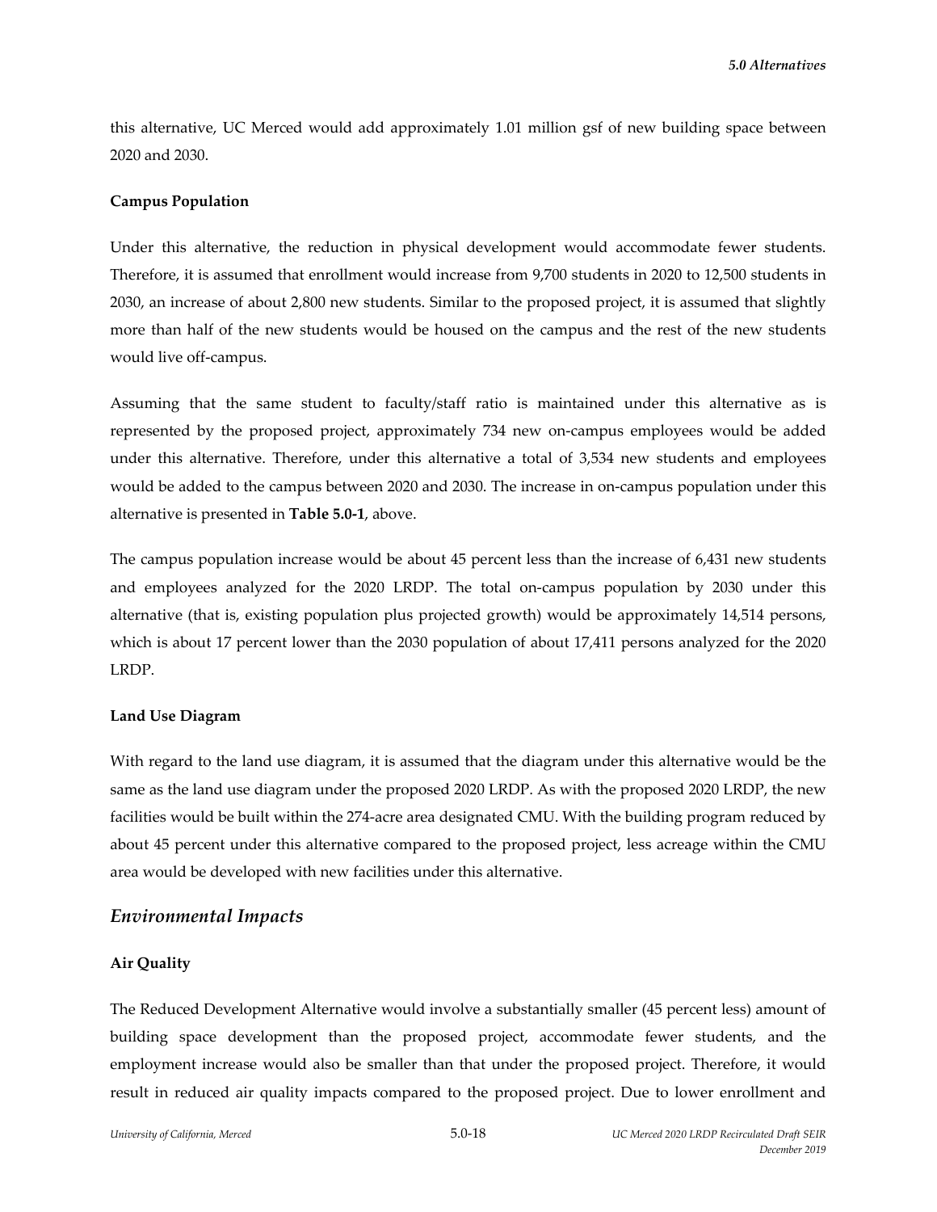this alternative, UC Merced would add approximately 1.01 million gsf of new building space between 2020 and 2030.

**Campus Population**

Under this alternative, the reduction in physical development would accommodate fewer students. Therefore, it is assumed that enrollment would increase from 9,700 students in 2020 to 12,500 students in 2030, an increase of about 2,800 new students. Similar to the proposed project, it is assumed that slightly more than half of the new students would be housed on the campus and the rest of the new students would live off-campus.

Assuming that the same student to faculty/staff ratio is maintained under this alternative as is represented by the proposed project, approximately 734 new on-campus employees would be added under this alternative. Therefore, under this alternative a total of 3,534 new students and employees would be added to the campus between 2020 and 2030. The increase in on-campus population under this alternative is presented in **Table 5.0-1**, above.

The campus population increase would be about 45 percent less than the increase of 6,431 new students and employees analyzed for the 2020 LRDP. The total on-campus population by 2030 under this alternative (that is, existing population plus projected growth) would be approximately 14,514 persons, which is about 17 percent lower than the 2030 population of about 17,411 persons analyzed for the 2020 LRDP.

**Land Use Diagram**

With regard to the land use diagram, it is assumed that the diagram under this alternative would be the same as the land use diagram under the proposed 2020 LRDP. As with the proposed 2020 LRDP, the new facilities would be built within the 274-acre area designated CMU. With the building program reduced by about 45 percent under this alternative compared to the proposed project, less acreage within the CMU area would be developed with new facilities under this alternative.

## *Environmental Impacts*

**Air Quality**

The Reduced Development Alternative would involve a substantially smaller (45 percent less) amount of building space development than the proposed project, accommodate fewer students, and the employment increase would also be smaller than that under the proposed project. Therefore, it would result in reduced air quality impacts compared to the proposed project. Due to lower enrollment and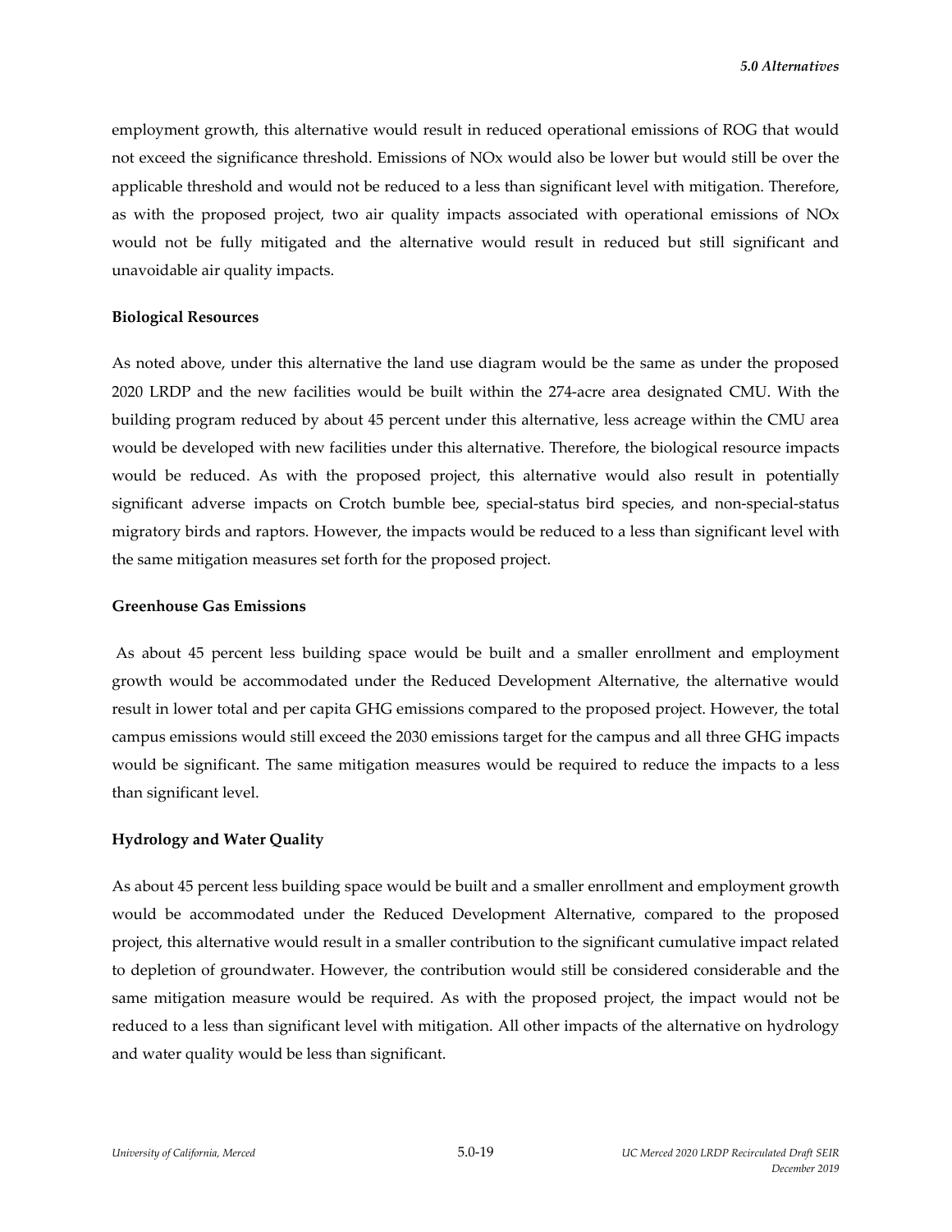employment growth, this alternative would result in reduced operational emissions of ROG that would not exceed the significance threshold. Emissions of NOx would also be lower but would still be over the applicable threshold and would not be reduced to a less than significant level with mitigation. Therefore, as with the proposed project, two air quality impacts associated with operational emissions of NOx would not be fully mitigated and the alternative would result in reduced but still significant and unavoidable air quality impacts.

**Biological Resources**

As noted above, under this alternative the land use diagram would be the same as under the proposed 2020 LRDP and the new facilities would be built within the 274-acre area designated CMU. With the building program reduced by about 45 percent under this alternative, less acreage within the CMU area would be developed with new facilities under this alternative. Therefore, the biological resource impacts would be reduced. As with the proposed project, this alternative would also result in potentially significant adverse impacts on Crotch bumble bee, special-status bird species, and non-special-status migratory birds and raptors. However, the impacts would be reduced to a less than significant level with the same mitigation measures set forth for the proposed project.

**Greenhouse Gas Emissions**

As about 45 percent less building space would be built and a smaller enrollment and employment growth would be accommodated under the Reduced Development Alternative, the alternative would result in lower total and per capita GHG emissions compared to the proposed project. However, the total campus emissions would still exceed the 2030 emissions target for the campus and all three GHG impacts would be significant. The same mitigation measures would be required to reduce the impacts to a less than significant level.

**Hydrology and Water Quality**

As about 45 percent less building space would be built and a smaller enrollment and employment growth would be accommodated under the Reduced Development Alternative, compared to the proposed project, this alternative would result in a smaller contribution to the significant cumulative impact related to depletion of groundwater. However, the contribution would still be considered considerable and the same mitigation measure would be required. As with the proposed project, the impact would not be reduced to a less than significant level with mitigation. All other impacts of the alternative on hydrology and water quality would be less than significant.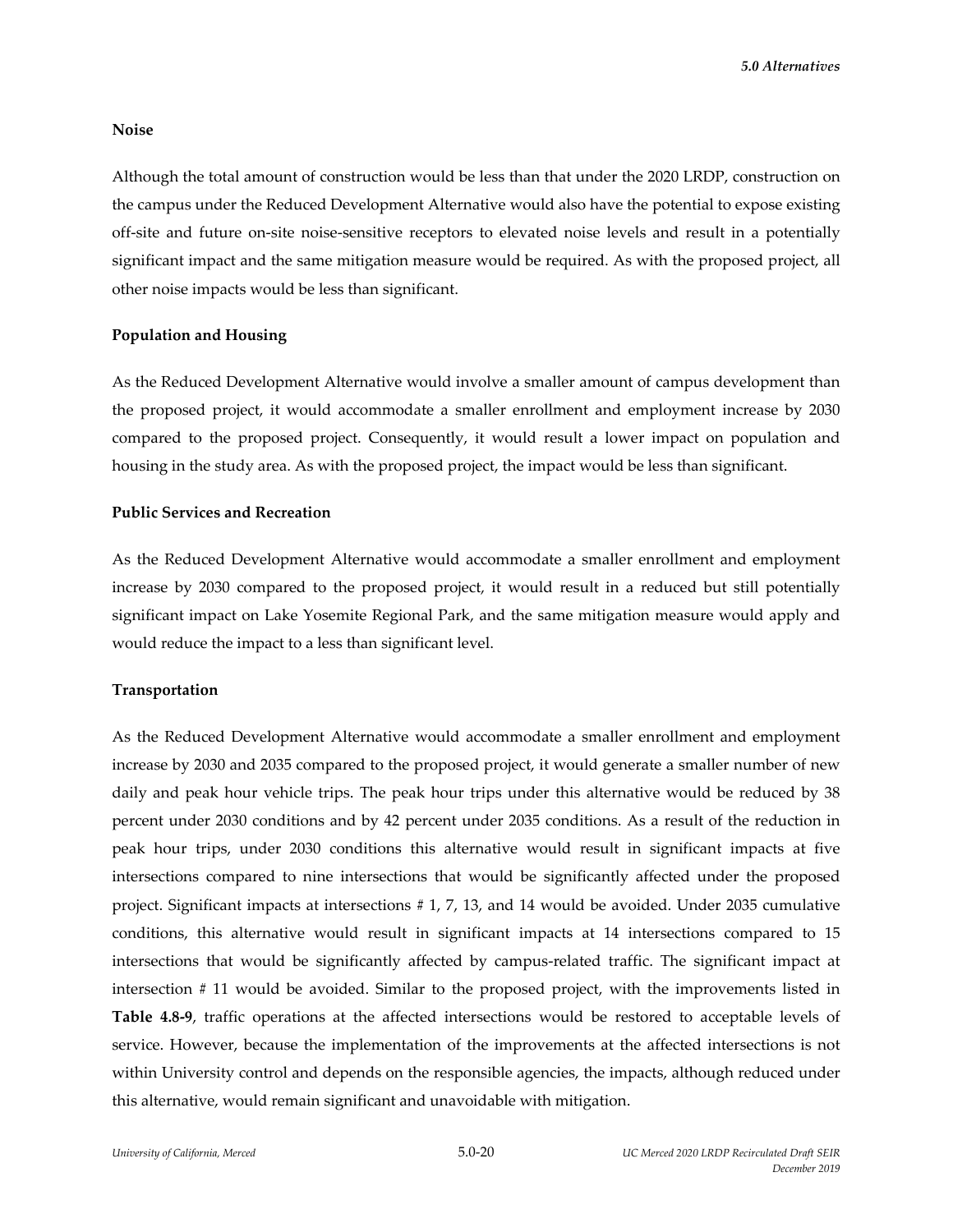**Noise**

Although the total amount of construction would be less than that under the 2020 LRDP, construction on the campus under the Reduced Development Alternative would also have the potential to expose existing off-site and future on-site noise-sensitive receptors to elevated noise levels and result in a potentially significant impact and the same mitigation measure would be required. As with the proposed project, all other noise impacts would be less than significant.

**Population and Housing**

As the Reduced Development Alternative would involve a smaller amount of campus development than the proposed project, it would accommodate a smaller enrollment and employment increase by 2030 compared to the proposed project. Consequently, it would result a lower impact on population and housing in the study area. As with the proposed project, the impact would be less than significant.

**Public Services and Recreation**

As the Reduced Development Alternative would accommodate a smaller enrollment and employment increase by 2030 compared to the proposed project, it would result in a reduced but still potentially significant impact on Lake Yosemite Regional Park, and the same mitigation measure would apply and would reduce the impact to a less than significant level.

**Transportation**

As the Reduced Development Alternative would accommodate a smaller enrollment and employment increase by 2030 and 2035 compared to the proposed project, it would generate a smaller number of new daily and peak hour vehicle trips. The peak hour trips under this alternative would be reduced by 38 percent under 2030 conditions and by 42 percent under 2035 conditions. As a result of the reduction in peak hour trips, under 2030 conditions this alternative would result in significant impacts at five intersections compared to nine intersections that would be significantly affected under the proposed project. Significant impacts at intersections # 1, 7, 13, and 14 would be avoided. Under 2035 cumulative conditions, this alternative would result in significant impacts at 14 intersections compared to 15 intersections that would be significantly affected by campus-related traffic. The significant impact at intersection # 11 would be avoided. Similar to the proposed project, with the improvements listed in **Table 4.8-9**, traffic operations at the affected intersections would be restored to acceptable levels of service. However, because the implementation of the improvements at the affected intersections is not within University control and depends on the responsible agencies, the impacts, although reduced under this alternative, would remain significant and unavoidable with mitigation.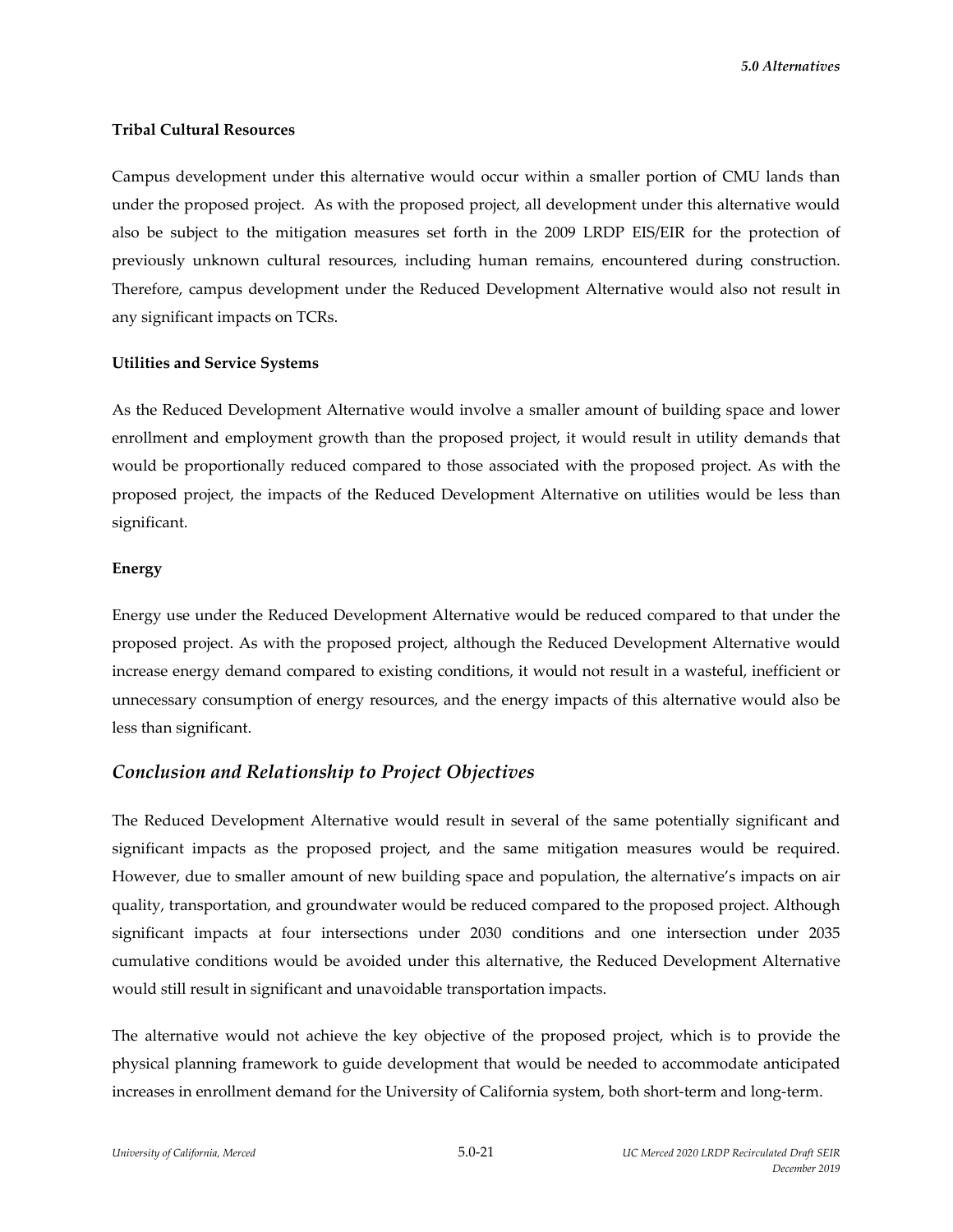**Tribal Cultural Resources**

Campus development under this alternative would occur within a smaller portion of CMU lands than under the proposed project. As with the proposed project, all development under this alternative would also be subject to the mitigation measures set forth in the 2009 LRDP EIS/EIR for the protection of previously unknown cultural resources, including human remains, encountered during construction. Therefore, campus development under the Reduced Development Alternative would also not result in any significant impacts on TCRs.

**Utilities and Service Systems**

As the Reduced Development Alternative would involve a smaller amount of building space and lower enrollment and employment growth than the proposed project, it would result in utility demands that would be proportionally reduced compared to those associated with the proposed project. As with the proposed project, the impacts of the Reduced Development Alternative on utilities would be less than significant.

**Energy**

Energy use under the Reduced Development Alternative would be reduced compared to that under the proposed project. As with the proposed project, although the Reduced Development Alternative would increase energy demand compared to existing conditions, it would not result in a wasteful, inefficient or unnecessary consumption of energy resources, and the energy impacts of this alternative would also be less than significant.

## *Conclusion and Relationship to Project Objectives*

The Reduced Development Alternative would result in several of the same potentially significant and significant impacts as the proposed project, and the same mitigation measures would be required. However, due to smaller amount of new building space and population, the alternative's impacts on air quality, transportation, and groundwater would be reduced compared to the proposed project. Although significant impacts at four intersections under 2030 conditions and one intersection under 2035 cumulative conditions would be avoided under this alternative, the Reduced Development Alternative would still result in significant and unavoidable transportation impacts.

The alternative would not achieve the key objective of the proposed project, which is to provide the physical planning framework to guide development that would be needed to accommodate anticipated increases in enrollment demand for the University of California system, both short-term and long-term.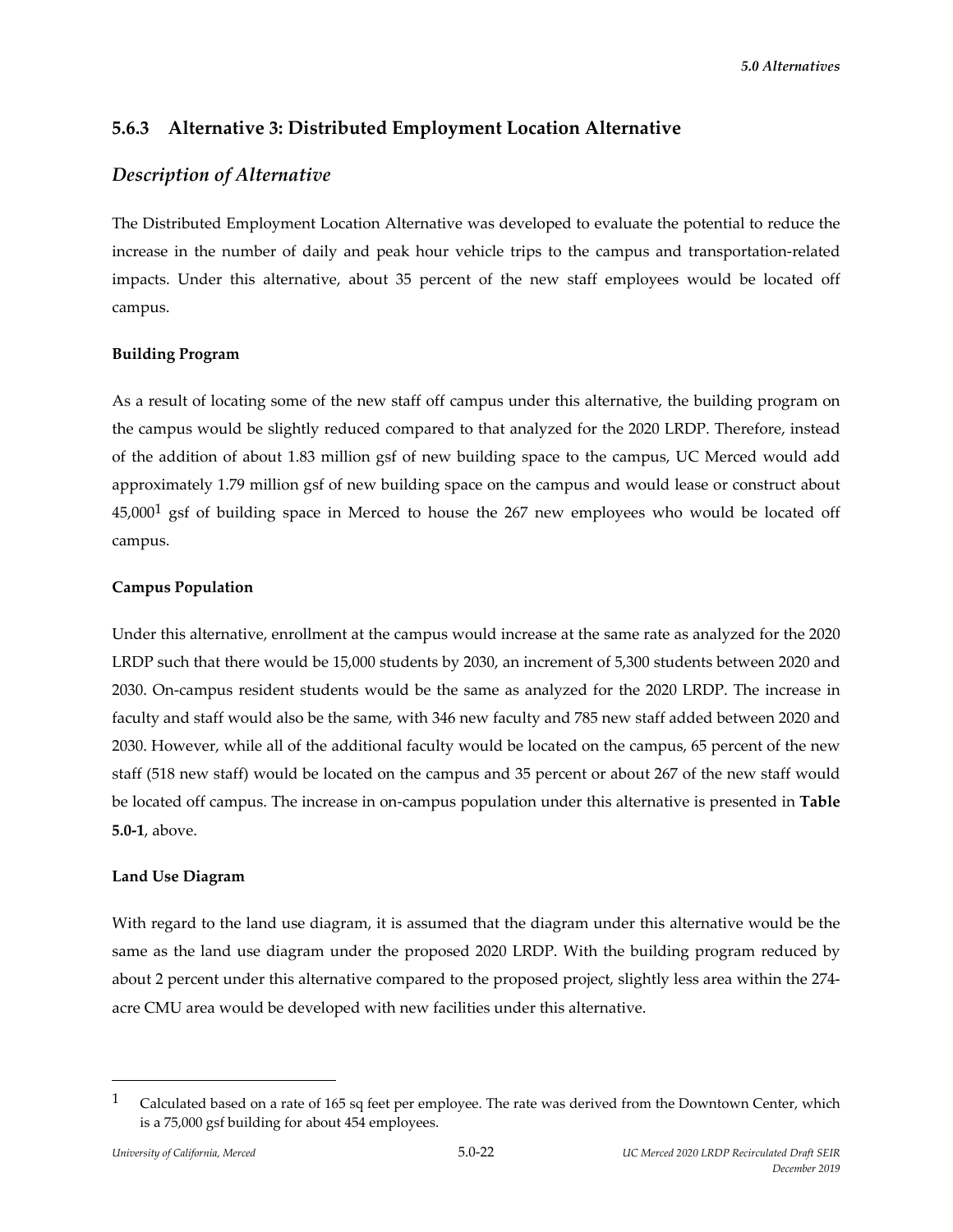### 5.6.3 Alternative 3: Distributed Employment Location Alternative

## *Description of Alternative*

The Distributed Employment Location Alternative was developed to evaluate the potential to reduce the increase in the number of daily and peak hour vehicle trips to the campus and transportation-related impacts. Under this alternative, about 35 percent of the new staff employees would be located off campus.

**Building Program**

As a result of locating some of the new staff off campus under this alternative, the building program on the campus would be slightly reduced compared to that analyzed for the 2020 LRDP. Therefore, instead of the addition of about 1.83 million gsf of new building space to the campus, UC Merced would add approximately 1.79 million gsf of new building space on the campus and would lease or construct about 45,000[1] gsf of building space in Merced to house the 267 new employees who would be located off campus.

**Campus Population**

Under this alternative, enrollment at the campus would increase at the same rate as analyzed for the 2020 LRDP such that there would be 15,000 students by 2030, an increment of 5,300 students between 2020 and 2030. On-campus resident students would be the same as analyzed for the 2020 LRDP. The increase in faculty and staff would also be the same, with 346 new faculty and 785 new staff added between 2020 and 2030. However, while all of the additional faculty would be located on the campus, 65 percent of the new staff (518 new staff) would be located on the campus and 35 percent or about 267 of the new staff would be located off campus. The increase in on-campus population under this alternative is presented in **Table 5.0-1**, above.

**Land Use Diagram**

With regard to the land use diagram, it is assumed that the diagram under this alternative would be the same as the land use diagram under the proposed 2020 LRDP. With the building program reduced by about 2 percent under this alternative compared to the proposed project, slightly less area within the 274-acre CMU area would be developed with new facilities under this alternative.

---

[1] Calculated based on a rate of 165 sq feet per employee. The rate was derived from the Downtown Center, which is a 75,000 gsf building for about 454 employees.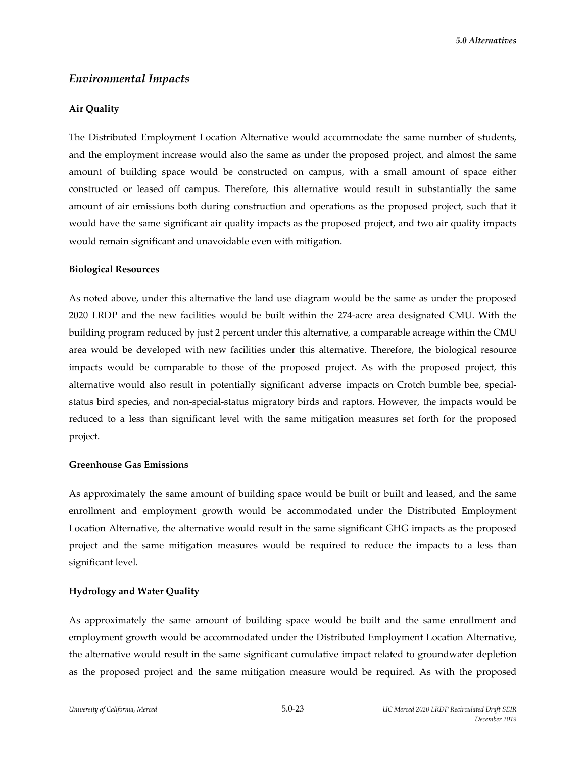## *Environmental Impacts*

### Air Quality

The Distributed Employment Location Alternative would accommodate the same number of students, and the employment increase would also the same as under the proposed project, and almost the same amount of building space would be constructed on campus, with a small amount of space either constructed or leased off campus. Therefore, this alternative would result in substantially the same amount of air emissions both during construction and operations as the proposed project, such that it would have the same significant air quality impacts as the proposed project, and two air quality impacts would remain significant and unavoidable even with mitigation.

### Biological Resources

As noted above, under this alternative the land use diagram would be the same as under the proposed 2020 LRDP and the new facilities would be built within the 274-acre area designated CMU. With the building program reduced by just 2 percent under this alternative, a comparable acreage within the CMU area would be developed with new facilities under this alternative. Therefore, the biological resource impacts would be comparable to those of the proposed project. As with the proposed project, this alternative would also result in potentially significant adverse impacts on Crotch bumble bee, special-status bird species, and non-special-status migratory birds and raptors. However, the impacts would be reduced to a less than significant level with the same mitigation measures set forth for the proposed project.

### Greenhouse Gas Emissions

As approximately the same amount of building space would be built or built and leased, and the same enrollment and employment growth would be accommodated under the Distributed Employment Location Alternative, the alternative would result in the same significant GHG impacts as the proposed project and the same mitigation measures would be required to reduce the impacts to a less than significant level.

### Hydrology and Water Quality

As approximately the same amount of building space would be built and the same enrollment and employment growth would be accommodated under the Distributed Employment Location Alternative, the alternative would result in the same significant cumulative impact related to groundwater depletion as the proposed project and the same mitigation measure would be required. As with the proposed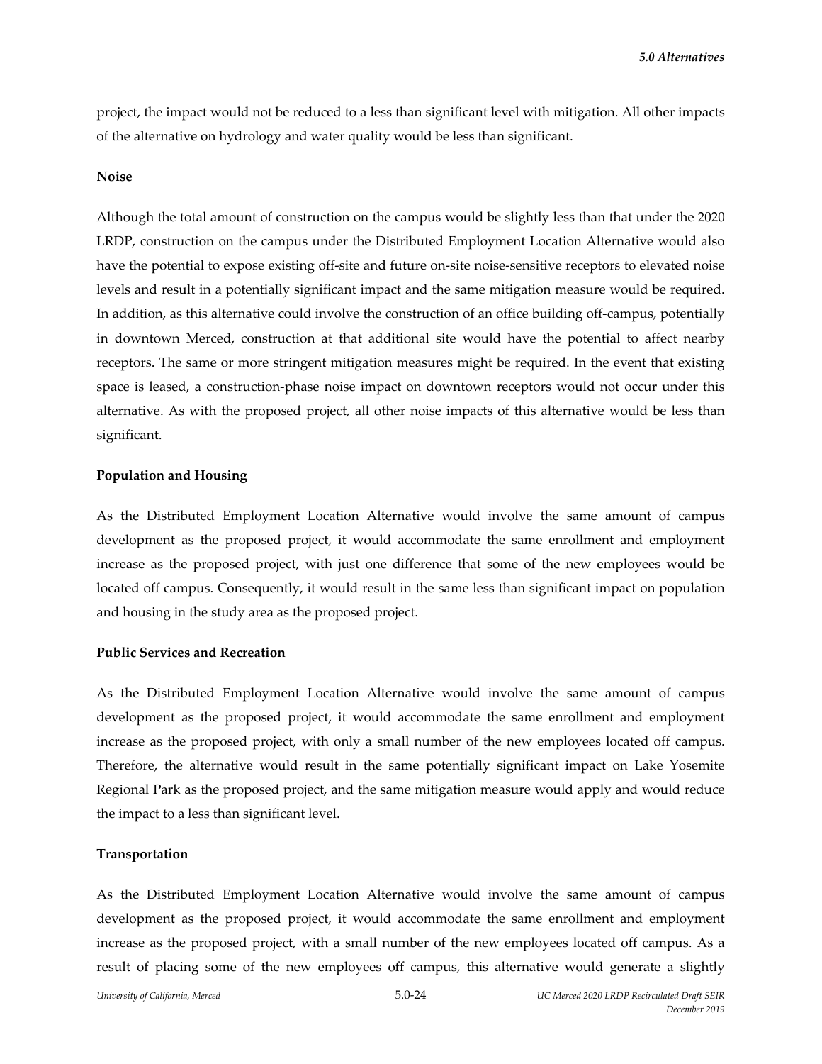project, the impact would not be reduced to a less than significant level with mitigation. All other impacts of the alternative on hydrology and water quality would be less than significant.

**Noise**

Although the total amount of construction on the campus would be slightly less than that under the 2020 LRDP, construction on the campus under the Distributed Employment Location Alternative would also have the potential to expose existing off-site and future on-site noise-sensitive receptors to elevated noise levels and result in a potentially significant impact and the same mitigation measure would be required. In addition, as this alternative could involve the construction of an office building off-campus, potentially in downtown Merced, construction at that additional site would have the potential to affect nearby receptors. The same or more stringent mitigation measures might be required. In the event that existing space is leased, a construction-phase noise impact on downtown receptors would not occur under this alternative. As with the proposed project, all other noise impacts of this alternative would be less than significant.

**Population and Housing**

As the Distributed Employment Location Alternative would involve the same amount of campus development as the proposed project, it would accommodate the same enrollment and employment increase as the proposed project, with just one difference that some of the new employees would be located off campus. Consequently, it would result in the same less than significant impact on population and housing in the study area as the proposed project.

**Public Services and Recreation**

As the Distributed Employment Location Alternative would involve the same amount of campus development as the proposed project, it would accommodate the same enrollment and employment increase as the proposed project, with only a small number of the new employees located off campus. Therefore, the alternative would result in the same potentially significant impact on Lake Yosemite Regional Park as the proposed project, and the same mitigation measure would apply and would reduce the impact to a less than significant level.

**Transportation**

As the Distributed Employment Location Alternative would involve the same amount of campus development as the proposed project, it would accommodate the same enrollment and employment increase as the proposed project, with a small number of the new employees located off campus. As a result of placing some of the new employees off campus, this alternative would generate a slightly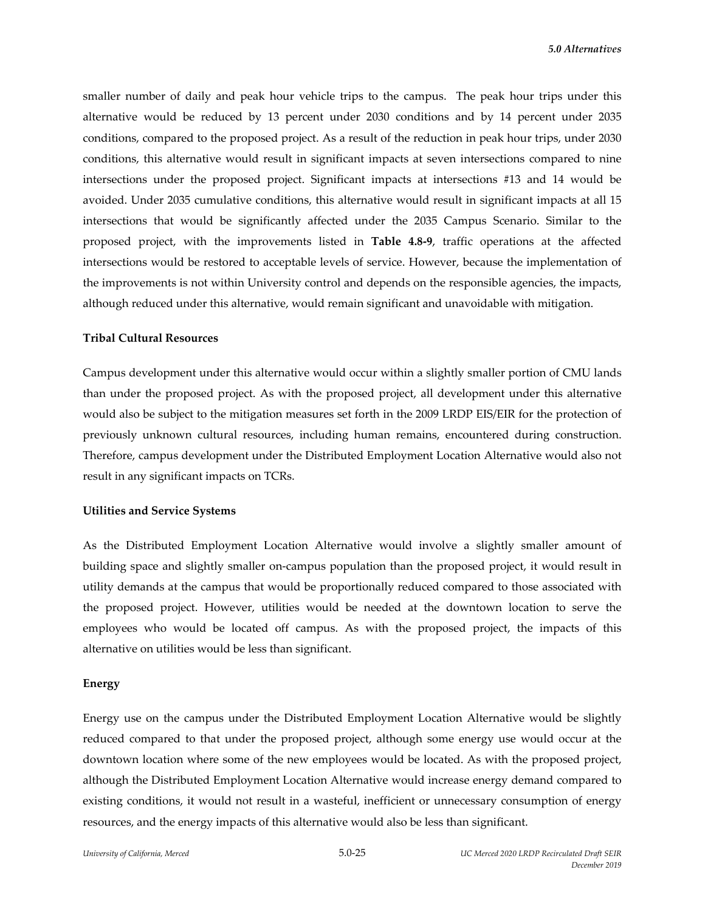smaller number of daily and peak hour vehicle trips to the campus. The peak hour trips under this alternative would be reduced by 13 percent under 2030 conditions and by 14 percent under 2035 conditions, compared to the proposed project. As a result of the reduction in peak hour trips, under 2030 conditions, this alternative would result in significant impacts at seven intersections compared to nine intersections under the proposed project. Significant impacts at intersections #13 and 14 would be avoided. Under 2035 cumulative conditions, this alternative would result in significant impacts at all 15 intersections that would be significantly affected under the 2035 Campus Scenario. Similar to the proposed project, with the improvements listed in **Table 4.8-9**, traffic operations at the affected intersections would be restored to acceptable levels of service. However, because the implementation of the improvements is not within University control and depends on the responsible agencies, the impacts, although reduced under this alternative, would remain significant and unavoidable with mitigation.

**Tribal Cultural Resources**

Campus development under this alternative would occur within a slightly smaller portion of CMU lands than under the proposed project. As with the proposed project, all development under this alternative would also be subject to the mitigation measures set forth in the 2009 LRDP EIS/EIR for the protection of previously unknown cultural resources, including human remains, encountered during construction. Therefore, campus development under the Distributed Employment Location Alternative would also not result in any significant impacts on TCRs.

**Utilities and Service Systems**

As the Distributed Employment Location Alternative would involve a slightly smaller amount of building space and slightly smaller on-campus population than the proposed project, it would result in utility demands at the campus that would be proportionally reduced compared to those associated with the proposed project. However, utilities would be needed at the downtown location to serve the employees who would be located off campus. As with the proposed project, the impacts of this alternative on utilities would be less than significant.

**Energy**

Energy use on the campus under the Distributed Employment Location Alternative would be slightly reduced compared to that under the proposed project, although some energy use would occur at the downtown location where some of the new employees would be located. As with the proposed project, although the Distributed Employment Location Alternative would increase energy demand compared to existing conditions, it would not result in a wasteful, inefficient or unnecessary consumption of energy resources, and the energy impacts of this alternative would also be less than significant.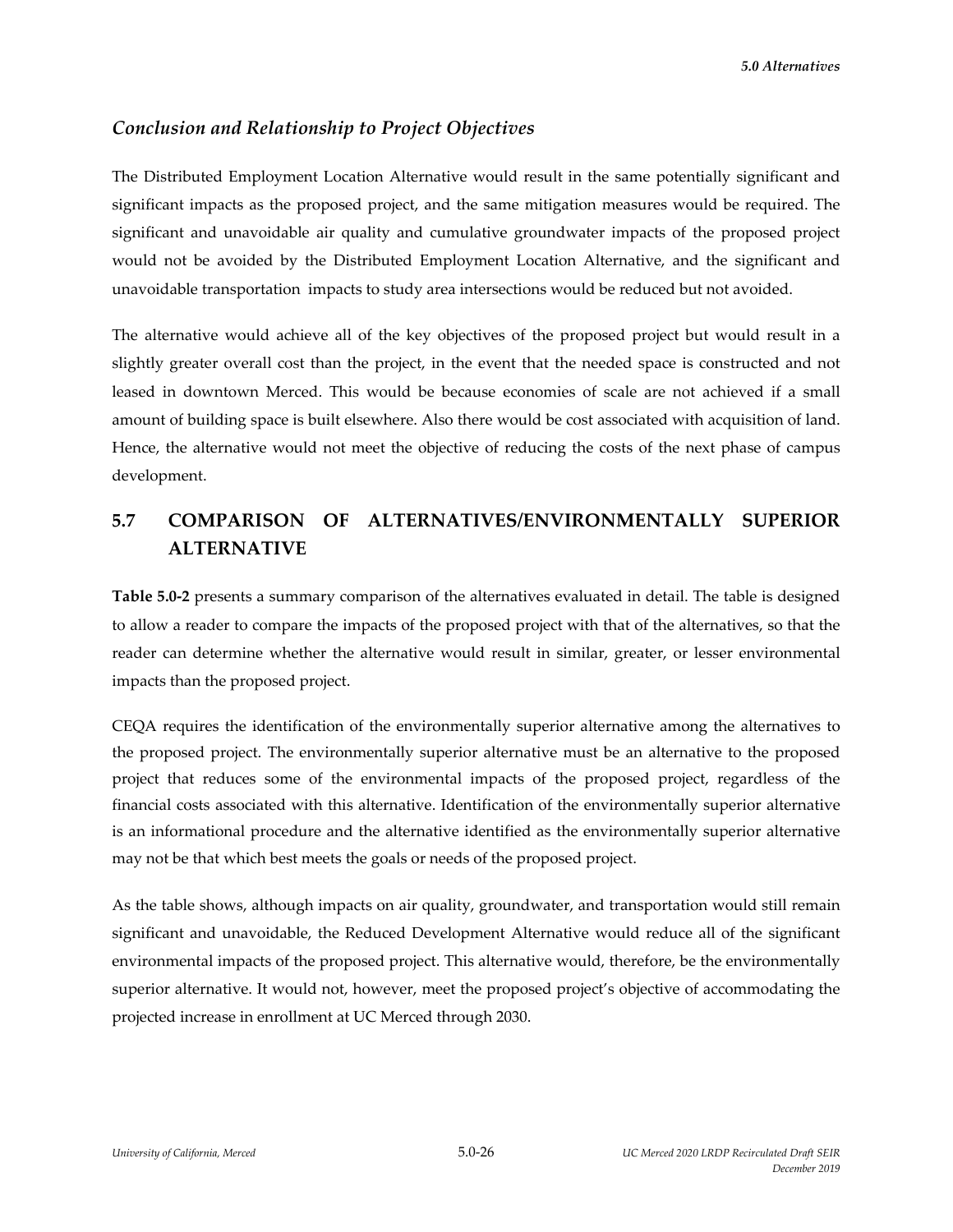### *Conclusion and Relationship to Project Objectives*

The Distributed Employment Location Alternative would result in the same potentially significant and significant impacts as the proposed project, and the same mitigation measures would be required. The significant and unavoidable air quality and cumulative groundwater impacts of the proposed project would not be avoided by the Distributed Employment Location Alternative, and the significant and unavoidable transportation impacts to study area intersections would be reduced but not avoided.

The alternative would achieve all of the key objectives of the proposed project but would result in a slightly greater overall cost than the project, in the event that the needed space is constructed and not leased in downtown Merced. This would be because economies of scale are not achieved if a small amount of building space is built elsewhere. Also there would be cost associated with acquisition of land. Hence, the alternative would not meet the objective of reducing the costs of the next phase of campus development.

## 5.7 COMPARISON OF ALTERNATIVES/ENVIRONMENTALLY SUPERIOR ALTERNATIVE

**Table 5.0-2** presents a summary comparison of the alternatives evaluated in detail. The table is designed to allow a reader to compare the impacts of the proposed project with that of the alternatives, so that the reader can determine whether the alternative would result in similar, greater, or lesser environmental impacts than the proposed project.

CEQA requires the identification of the environmentally superior alternative among the alternatives to the proposed project. The environmentally superior alternative must be an alternative to the proposed project that reduces some of the environmental impacts of the proposed project, regardless of the financial costs associated with this alternative. Identification of the environmentally superior alternative is an informational procedure and the alternative identified as the environmentally superior alternative may not be that which best meets the goals or needs of the proposed project.

As the table shows, although impacts on air quality, groundwater, and transportation would still remain significant and unavoidable, the Reduced Development Alternative would reduce all of the significant environmental impacts of the proposed project. This alternative would, therefore, be the environmentally superior alternative. It would not, however, meet the proposed project's objective of accommodating the projected increase in enrollment at UC Merced through 2030.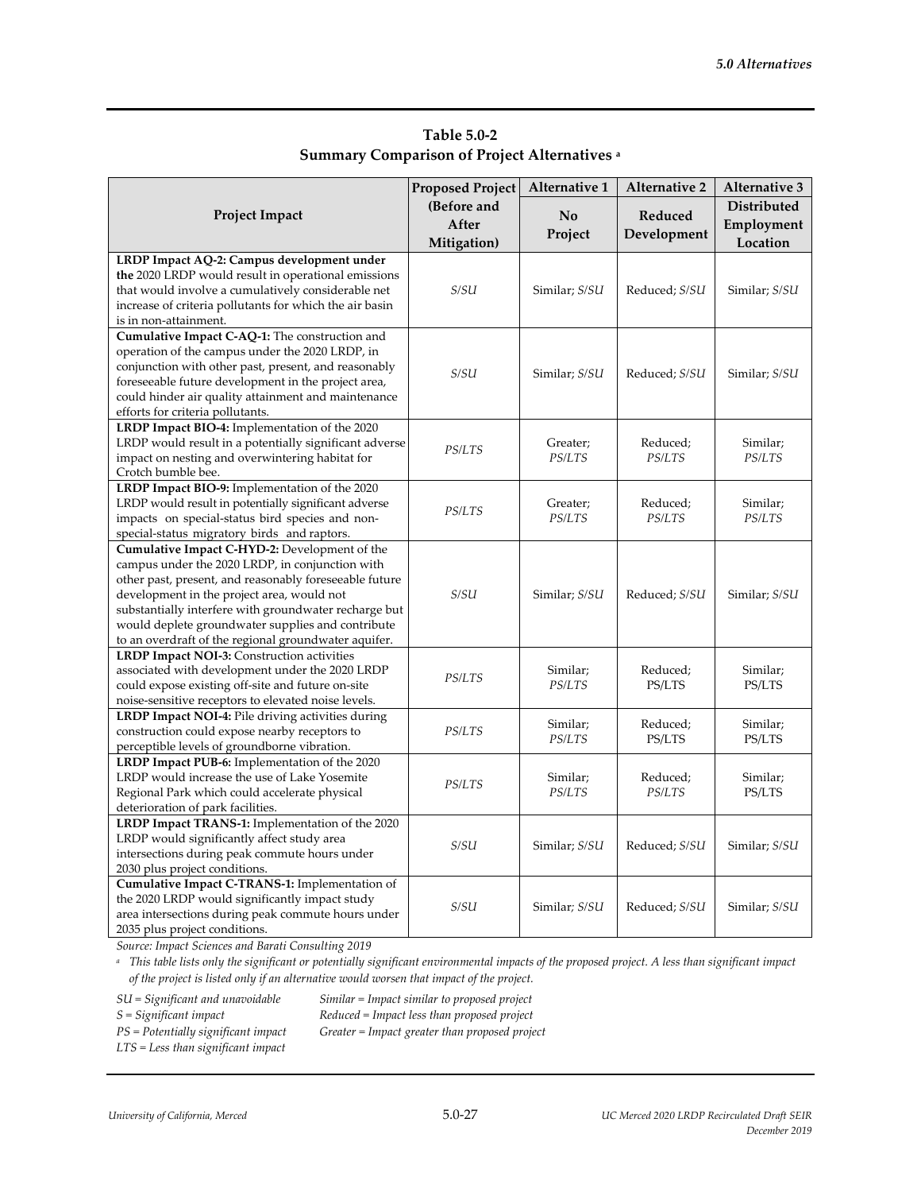**Table 5.0-2**
**Summary Comparison of Project Alternatives [a]**

| Project Impact | Proposed Project (Before and After Mitigation) | Alternative 1 No Project | Alternative 2 Reduced Development | Alternative 3 Distributed Employment Location |
|---|---|---|---|---|
| **LRDP Impact AQ-2: Campus development under the** 2020 LRDP would result in operational emissions that would involve a cumulatively considerable net increase of criteria pollutants for which the air basin is in non-attainment. | *S/SU* | Similar; *S/SU* | Reduced; *S/SU* | Similar; *S/SU* |
| **Cumulative Impact C-AQ-1:** The construction and operation of the campus under the 2020 LRDP, in conjunction with other past, present, and reasonably foreseeable future development in the project area, could hinder air quality attainment and maintenance efforts for criteria pollutants. | *S/SU* | Similar; *S/SU* | Reduced; *S/SU* | Similar; *S/SU* |
| **LRDP Impact BIO-4:** Implementation of the 2020 LRDP would result in a potentially significant adverse impact on nesting and overwintering habitat for Crotch bumble bee. | *PS/LTS* | Greater; *PS/LTS* | Reduced; *PS/LTS* | Similar; *PS/LTS* |
| **LRDP Impact BIO-9:** Implementation of the 2020 LRDP would result in potentially significant adverse impacts on special-status bird species and non-special-status migratory birds and raptors. | *PS/LTS* | Greater; *PS/LTS* | Reduced; *PS/LTS* | Similar; *PS/LTS* |
| **Cumulative Impact C-HYD-2:** Development of the campus under the 2020 LRDP, in conjunction with other past, present, and reasonably foreseeable future development in the project area, would not substantially interfere with groundwater recharge but would deplete groundwater supplies and contribute to an overdraft of the regional groundwater aquifer. | *S/SU* | Similar; *S/SU* | Reduced; *S/SU* | Similar; *S/SU* |
| **LRDP Impact NOI-3:** Construction activities associated with development under the 2020 LRDP could expose existing off-site and future on-site noise-sensitive receptors to elevated noise levels. | *PS/LTS* | Similar; *PS/LTS* | Reduced; PS/LTS | Similar; PS/LTS |
| **LRDP Impact NOI-4:** Pile driving activities during construction could expose nearby receptors to perceptible levels of groundborne vibration. | *PS/LTS* | Similar; *PS/LTS* | Reduced; PS/LTS | Similar; PS/LTS |
| **LRDP Impact PUB-6:** Implementation of the 2020 LRDP would increase the use of Lake Yosemite Regional Park which could accelerate physical deterioration of park facilities. | *PS/LTS* | Similar; *PS/LTS* | Reduced; *PS/LTS* | Similar; PS/LTS |
| **LRDP Impact TRANS-1:** Implementation of the 2020 LRDP would significantly affect study area intersections during peak commute hours under 2030 plus project conditions. | *S/SU* | Similar; *S/SU* | Reduced; *S/SU* | Similar; *S/SU* |
| **Cumulative Impact C-TRANS-1:** Implementation of the 2020 LRDP would significantly impact study area intersections during peak commute hours under 2035 plus project conditions. | *S/SU* | Similar; *S/SU* | Reduced; *S/SU* | Similar; *S/SU* |

*Source: Impact Sciences and Barati Consulting 2019*

[a] *This table lists only the significant or potentially significant environmental impacts of the proposed project. A less than significant impact of the project is listed only if an alternative would worsen that impact of the project.*

*SU = Significant and unavoidable*
*S = Significant impact*
*PS = Potentially significant impact*
*LTS = Less than significant impact*

*Similar = Impact similar to proposed project*
*Reduced = Impact less than proposed project*
*Greater = Impact greater than proposed project*